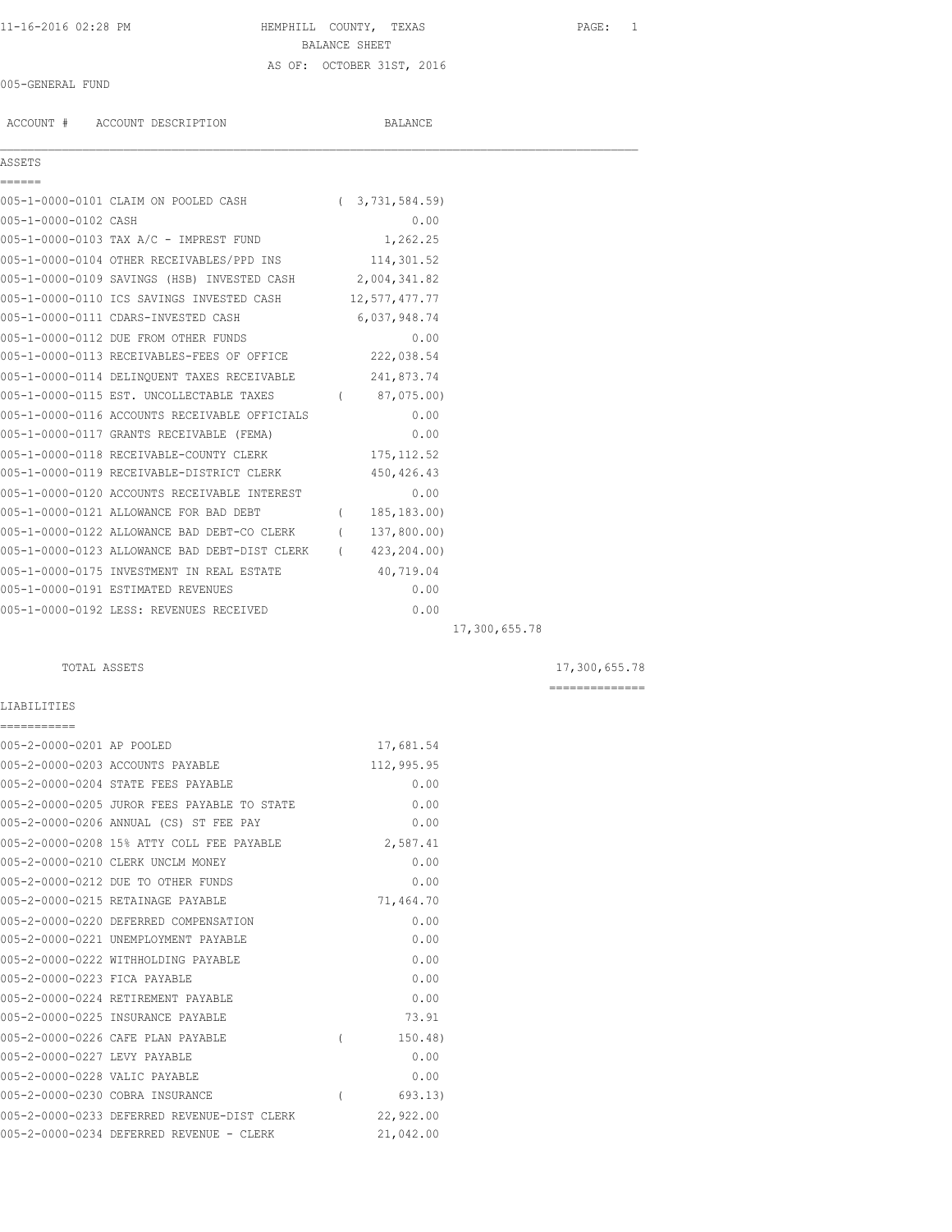HEMPHILL COUNTY, TEXAS
BALANCE SHEET
AS OF: OCTOBER 31ST, 2016

005-GENERAL FUND

| ACCOUNT # | ACCOUNT DESCRIPTION | BALANCE | | |
|---|---|---|---|---|
| **ASSETS** | | | | |
| 005-1-0000-0101 | CLAIM ON POOLED CASH | ( 3,731,584.59) | | |
| 005-1-0000-0102 | CASH | 0.00 | | |
| 005-1-0000-0103 | TAX A/C - IMPREST FUND | 1,262.25 | | |
| 005-1-0000-0104 | OTHER RECEIVABLES/PPD INS | 114,301.52 | | |
| 005-1-0000-0109 | SAVINGS (HSB) INVESTED CASH | 2,004,341.82 | | |
| 005-1-0000-0110 | ICS SAVINGS INVESTED CASH | 12,577,477.77 | | |
| 005-1-0000-0111 | CDARS-INVESTED CASH | 6,037,948.74 | | |
| 005-1-0000-0112 | DUE FROM OTHER FUNDS | 0.00 | | |
| 005-1-0000-0113 | RECEIVABLES-FEES OF OFFICE | 222,038.54 | | |
| 005-1-0000-0114 | DELINQUENT TAXES RECEIVABLE | 241,873.74 | | |
| 005-1-0000-0115 | EST. UNCOLLECTABLE TAXES | ( 87,075.00) | | |
| 005-1-0000-0116 | ACCOUNTS RECEIVABLE OFFICIALS | 0.00 | | |
| 005-1-0000-0117 | GRANTS RECEIVABLE (FEMA) | 0.00 | | |
| 005-1-0000-0118 | RECEIVABLE-COUNTY CLERK | 175,112.52 | | |
| 005-1-0000-0119 | RECEIVABLE-DISTRICT CLERK | 450,426.43 | | |
| 005-1-0000-0120 | ACCOUNTS RECEIVABLE INTEREST | 0.00 | | |
| 005-1-0000-0121 | ALLOWANCE FOR BAD DEBT | ( 185,183.00) | | |
| 005-1-0000-0122 | ALLOWANCE BAD DEBT-CO CLERK | ( 137,800.00) | | |
| 005-1-0000-0123 | ALLOWANCE BAD DEBT-DIST CLERK | ( 423,204.00) | | |
| 005-1-0000-0175 | INVESTMENT IN REAL ESTATE | 40,719.04 | | |
| 005-1-0000-0191 | ESTIMATED REVENUES | 0.00 | | |
| 005-1-0000-0192 | LESS: REVENUES RECEIVED | 0.00 | | |
| | | | 17,300,655.78 | |
| | TOTAL ASSETS | | | 17,300,655.78 |
| **LIABILITIES** | | | | |
| 005-2-0000-0201 | AP POOLED | 17,681.54 | | |
| 005-2-0000-0203 | ACCOUNTS PAYABLE | 112,995.95 | | |
| 005-2-0000-0204 | STATE FEES PAYABLE | 0.00 | | |
| 005-2-0000-0205 | JUROR FEES PAYABLE TO STATE | 0.00 | | |
| 005-2-0000-0206 | ANNUAL (CS) ST FEE PAY | 0.00 | | |
| 005-2-0000-0208 | 15% ATTY COLL FEE PAYABLE | 2,587.41 | | |
| 005-2-0000-0210 | CLERK UNCLM MONEY | 0.00 | | |
| 005-2-0000-0212 | DUE TO OTHER FUNDS | 0.00 | | |
| 005-2-0000-0215 | RETAINAGE PAYABLE | 71,464.70 | | |
| 005-2-0000-0220 | DEFERRED COMPENSATION | 0.00 | | |
| 005-2-0000-0221 | UNEMPLOYMENT PAYABLE | 0.00 | | |
| 005-2-0000-0222 | WITHHOLDING PAYABLE | 0.00 | | |
| 005-2-0000-0223 | FICA PAYABLE | 0.00 | | |
| 005-2-0000-0224 | RETIREMENT PAYABLE | 0.00 | | |
| 005-2-0000-0225 | INSURANCE PAYABLE | 73.91 | | |
| 005-2-0000-0226 | CAFE PLAN PAYABLE | ( 150.48) | | |
| 005-2-0000-0227 | LEVY PAYABLE | 0.00 | | |
| 005-2-0000-0228 | VALIC PAYABLE | 0.00 | | |
| 005-2-0000-0230 | COBRA INSURANCE | ( 693.13) | | |
| 005-2-0000-0233 | DEFERRED REVENUE-DIST CLERK | 22,922.00 | | |
| 005-2-0000-0234 | DEFERRED REVENUE - CLERK | 21,042.00 | | |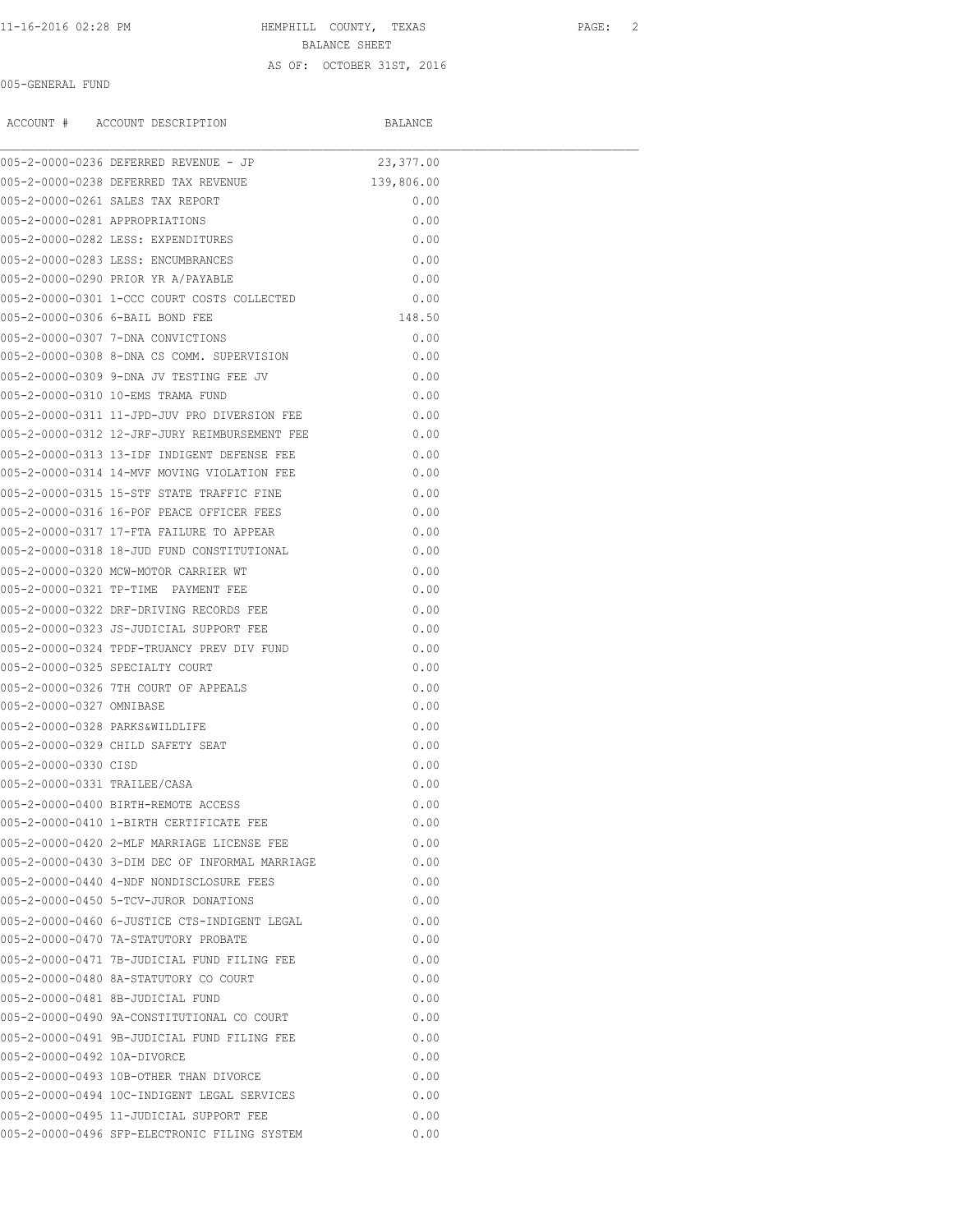HEMPHILL COUNTY, TEXAS

BALANCE SHEET

AS OF: OCTOBER 31ST, 2016

005-GENERAL FUND

| ACCOUNT # | ACCOUNT DESCRIPTION | BALANCE |
|---|---|---|
| 005-2-0000-0236 | DEFERRED REVENUE - JP | 23,377.00 |
| 005-2-0000-0238 | DEFERRED TAX REVENUE | 139,806.00 |
| 005-2-0000-0261 | SALES TAX REPORT | 0.00 |
| 005-2-0000-0281 | APPROPRIATIONS | 0.00 |
| 005-2-0000-0282 | LESS: EXPENDITURES | 0.00 |
| 005-2-0000-0283 | LESS: ENCUMBRANCES | 0.00 |
| 005-2-0000-0290 | PRIOR YR A/PAYABLE | 0.00 |
| 005-2-0000-0301 | 1-CCC COURT COSTS COLLECTED | 0.00 |
| 005-2-0000-0306 | 6-BAIL BOND FEE | 148.50 |
| 005-2-0000-0307 | 7-DNA CONVICTIONS | 0.00 |
| 005-2-0000-0308 | 8-DNA CS COMM. SUPERVISION | 0.00 |
| 005-2-0000-0309 | 9-DNA JV TESTING FEE JV | 0.00 |
| 005-2-0000-0310 | 10-EMS TRAMA FUND | 0.00 |
| 005-2-0000-0311 | 11-JPD-JUV PRO DIVERSION FEE | 0.00 |
| 005-2-0000-0312 | 12-JRF-JURY REIMBURSEMENT FEE | 0.00 |
| 005-2-0000-0313 | 13-IDF INDIGENT DEFENSE FEE | 0.00 |
| 005-2-0000-0314 | 14-MVF MOVING VIOLATION FEE | 0.00 |
| 005-2-0000-0315 | 15-STF STATE TRAFFIC FINE | 0.00 |
| 005-2-0000-0316 | 16-POF PEACE OFFICER FEES | 0.00 |
| 005-2-0000-0317 | 17-FTA FAILURE TO APPEAR | 0.00 |
| 005-2-0000-0318 | 18-JUD FUND CONSTITUTIONAL | 0.00 |
| 005-2-0000-0320 | MCW-MOTOR CARRIER WT | 0.00 |
| 005-2-0000-0321 | TP-TIME PAYMENT FEE | 0.00 |
| 005-2-0000-0322 | DRF-DRIVING RECORDS FEE | 0.00 |
| 005-2-0000-0323 | JS-JUDICIAL SUPPORT FEE | 0.00 |
| 005-2-0000-0324 | TPDF-TRUANCY PREV DIV FUND | 0.00 |
| 005-2-0000-0325 | SPECIALTY COURT | 0.00 |
| 005-2-0000-0326 | 7TH COURT OF APPEALS | 0.00 |
| 005-2-0000-0327 | OMNIBASE | 0.00 |
| 005-2-0000-0328 | PARKS&WILDLIFE | 0.00 |
| 005-2-0000-0329 | CHILD SAFETY SEAT | 0.00 |
| 005-2-0000-0330 | CISD | 0.00 |
| 005-2-0000-0331 | TRAILEE/CASA | 0.00 |
| 005-2-0000-0400 | BIRTH-REMOTE ACCESS | 0.00 |
| 005-2-0000-0410 | 1-BIRTH CERTIFICATE FEE | 0.00 |
| 005-2-0000-0420 | 2-MLF MARRIAGE LICENSE FEE | 0.00 |
| 005-2-0000-0430 | 3-DIM DEC OF INFORMAL MARRIAGE | 0.00 |
| 005-2-0000-0440 | 4-NDF NONDISCLOSURE FEES | 0.00 |
| 005-2-0000-0450 | 5-TCV-JUROR DONATIONS | 0.00 |
| 005-2-0000-0460 | 6-JUSTICE CTS-INDIGENT LEGAL | 0.00 |
| 005-2-0000-0470 | 7A-STATUTORY PROBATE | 0.00 |
| 005-2-0000-0471 | 7B-JUDICIAL FUND FILING FEE | 0.00 |
| 005-2-0000-0480 | 8A-STATUTORY CO COURT | 0.00 |
| 005-2-0000-0481 | 8B-JUDICIAL FUND | 0.00 |
| 005-2-0000-0490 | 9A-CONSTITUTIONAL CO COURT | 0.00 |
| 005-2-0000-0491 | 9B-JUDICIAL FUND FILING FEE | 0.00 |
| 005-2-0000-0492 | 10A-DIVORCE | 0.00 |
| 005-2-0000-0493 | 10B-OTHER THAN DIVORCE | 0.00 |
| 005-2-0000-0494 | 10C-INDIGENT LEGAL SERVICES | 0.00 |
| 005-2-0000-0495 | 11-JUDICIAL SUPPORT FEE | 0.00 |
| 005-2-0000-0496 | SFP-ELECTRONIC FILING SYSTEM | 0.00 |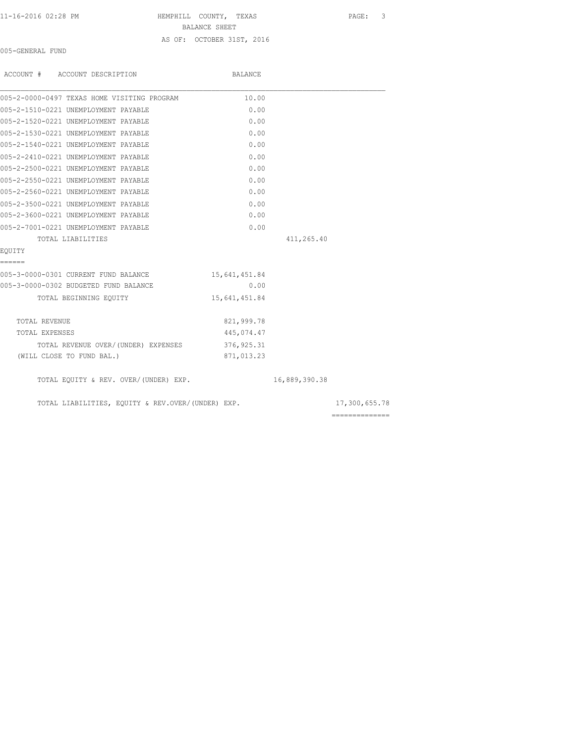HEMPHILL COUNTY, TEXAS
BALANCE SHEET
AS OF: OCTOBER 31ST, 2016

005-GENERAL FUND

| ACCOUNT # ACCOUNT DESCRIPTION | BALANCE | | |
|---|---|---|---|
| 005-2-0000-0497 TEXAS HOME VISITING PROGRAM | 10.00 | | |
| 005-2-1510-0221 UNEMPLOYMENT PAYABLE | 0.00 | | |
| 005-2-1520-0221 UNEMPLOYMENT PAYABLE | 0.00 | | |
| 005-2-1530-0221 UNEMPLOYMENT PAYABLE | 0.00 | | |
| 005-2-1540-0221 UNEMPLOYMENT PAYABLE | 0.00 | | |
| 005-2-2410-0221 UNEMPLOYMENT PAYABLE | 0.00 | | |
| 005-2-2500-0221 UNEMPLOYMENT PAYABLE | 0.00 | | |
| 005-2-2550-0221 UNEMPLOYMENT PAYABLE | 0.00 | | |
| 005-2-2560-0221 UNEMPLOYMENT PAYABLE | 0.00 | | |
| 005-2-3500-0221 UNEMPLOYMENT PAYABLE | 0.00 | | |
| 005-2-3600-0221 UNEMPLOYMENT PAYABLE | 0.00 | | |
| 005-2-7001-0221 UNEMPLOYMENT PAYABLE | 0.00 | | |
| TOTAL LIABILITIES | | 411,265.40 | |
| **EQUITY** | | | |
| 005-3-0000-0301 CURRENT FUND BALANCE | 15,641,451.84 | | |
| 005-3-0000-0302 BUDGETED FUND BALANCE | 0.00 | | |
| TOTAL BEGINNING EQUITY | 15,641,451.84 | | |
| TOTAL REVENUE | 821,999.78 | | |
| TOTAL EXPENSES | 445,074.47 | | |
| TOTAL REVENUE OVER/(UNDER) EXPENSES | 376,925.31 | | |
| (WILL CLOSE TO FUND BAL.) | 871,013.23 | | |
| TOTAL EQUITY & REV. OVER/(UNDER) EXP. | | 16,889,390.38 | |
| TOTAL LIABILITIES, EQUITY & REV.OVER/(UNDER) EXP. | | | 17,300,655.78 |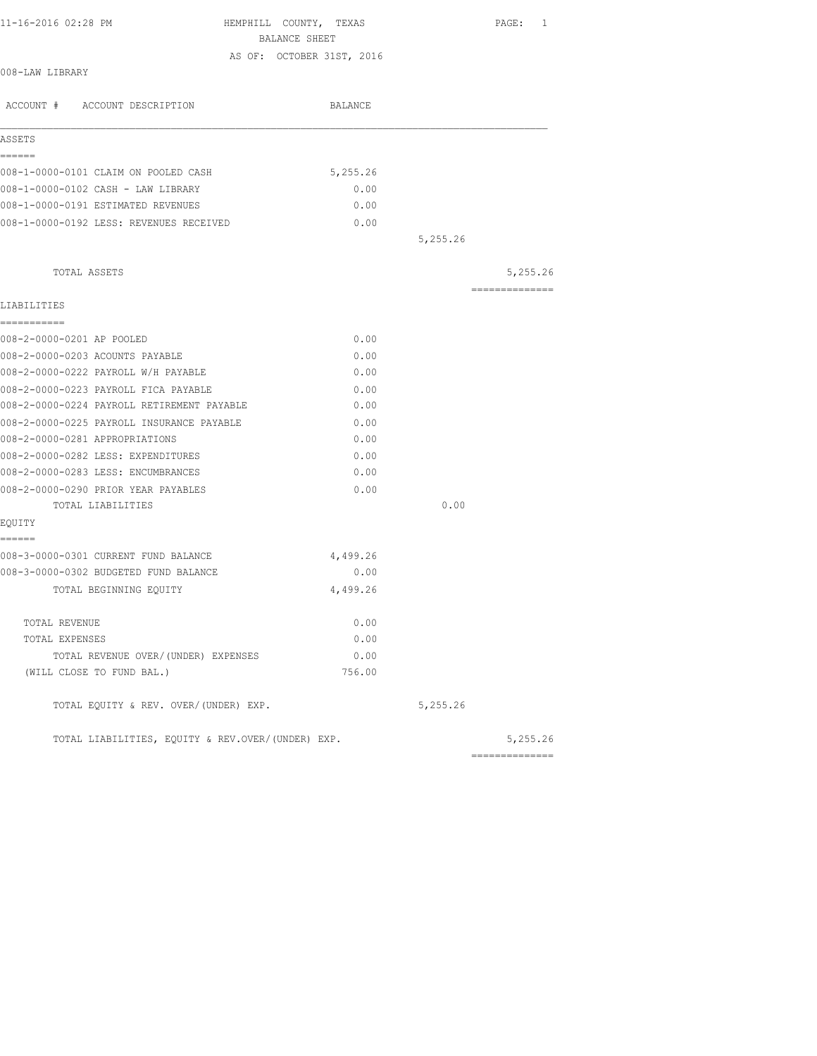11-16-2016 02:28 PM

# HEMPHILL COUNTY, TEXAS
## BALANCE SHEET
AS OF: OCTOBER 31ST, 2016

008-LAW LIBRARY

| ACCOUNT # ACCOUNT DESCRIPTION | BALANCE | | |
|---|---|---|---|
| **ASSETS** | | | |
| 008-1-0000-0101 CLAIM ON POOLED CASH | 5,255.26 | | |
| 008-1-0000-0102 CASH - LAW LIBRARY | 0.00 | | |
| 008-1-0000-0191 ESTIMATED REVENUES | 0.00 | | |
| 008-1-0000-0192 LESS: REVENUES RECEIVED | 0.00 | | |
| | | 5,255.26 | |
| TOTAL ASSETS | | | 5,255.26 |
| **LIABILITIES** | | | |
| 008-2-0000-0201 AP POOLED | 0.00 | | |
| 008-2-0000-0203 ACOUNTS PAYABLE | 0.00 | | |
| 008-2-0000-0222 PAYROLL W/H PAYABLE | 0.00 | | |
| 008-2-0000-0223 PAYROLL FICA PAYABLE | 0.00 | | |
| 008-2-0000-0224 PAYROLL RETIREMENT PAYABLE | 0.00 | | |
| 008-2-0000-0225 PAYROLL INSURANCE PAYABLE | 0.00 | | |
| 008-2-0000-0281 APPROPRIATIONS | 0.00 | | |
| 008-2-0000-0282 LESS: EXPENDITURES | 0.00 | | |
| 008-2-0000-0283 LESS: ENCUMBRANCES | 0.00 | | |
| 008-2-0000-0290 PRIOR YEAR PAYABLES | 0.00 | | |
| TOTAL LIABILITIES | | 0.00 | |
| **EQUITY** | | | |
| 008-3-0000-0301 CURRENT FUND BALANCE | 4,499.26 | | |
| 008-3-0000-0302 BUDGETED FUND BALANCE | 0.00 | | |
| TOTAL BEGINNING EQUITY | 4,499.26 | | |
| TOTAL REVENUE | 0.00 | | |
| TOTAL EXPENSES | 0.00 | | |
| TOTAL REVENUE OVER/(UNDER) EXPENSES | 0.00 | | |
| (WILL CLOSE TO FUND BAL.) | 756.00 | | |
| TOTAL EQUITY & REV. OVER/(UNDER) EXP. | | 5,255.26 | |
| TOTAL LIABILITIES, EQUITY & REV.OVER/(UNDER) EXP. | | | 5,255.26 |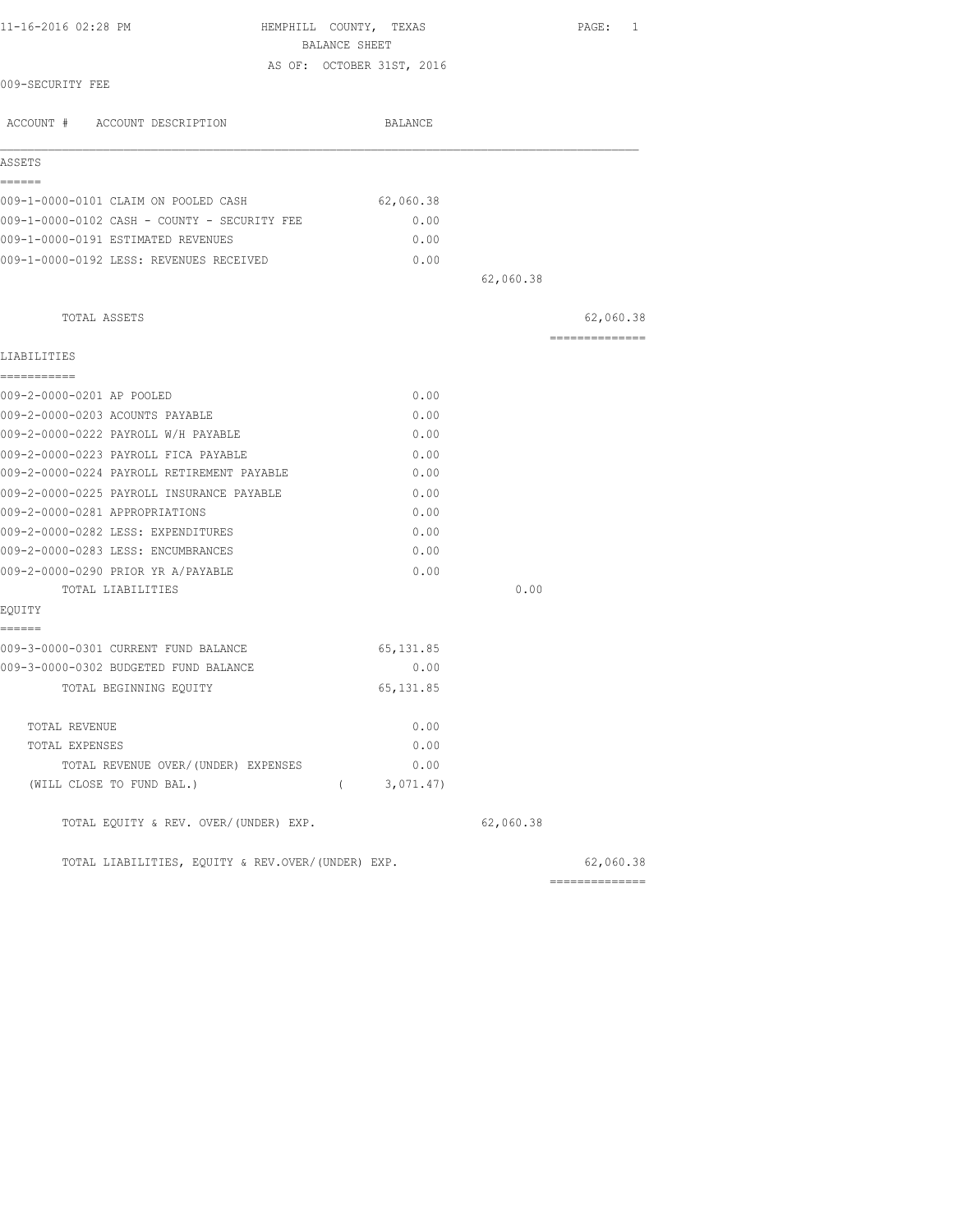HEMPHILL COUNTY, TEXAS

BALANCE SHEET

AS OF: OCTOBER 31ST, 2016

009-SECURITY FEE

| ACCOUNT # ACCOUNT DESCRIPTION | BALANCE | | |
|---|---|---|---|
| **ASSETS** | | | |
| 009-1-0000-0101 CLAIM ON POOLED CASH | 62,060.38 | | |
| 009-1-0000-0102 CASH - COUNTY - SECURITY FEE | 0.00 | | |
| 009-1-0000-0191 ESTIMATED REVENUES | 0.00 | | |
| 009-1-0000-0192 LESS: REVENUES RECEIVED | 0.00 | | |
| | | 62,060.38 | |
| TOTAL ASSETS | | | 62,060.38 |
| **LIABILITIES** | | | |
| 009-2-0000-0201 AP POOLED | 0.00 | | |
| 009-2-0000-0203 ACOUNTS PAYABLE | 0.00 | | |
| 009-2-0000-0222 PAYROLL W/H PAYABLE | 0.00 | | |
| 009-2-0000-0223 PAYROLL FICA PAYABLE | 0.00 | | |
| 009-2-0000-0224 PAYROLL RETIREMENT PAYABLE | 0.00 | | |
| 009-2-0000-0225 PAYROLL INSURANCE PAYABLE | 0.00 | | |
| 009-2-0000-0281 APPROPRIATIONS | 0.00 | | |
| 009-2-0000-0282 LESS: EXPENDITURES | 0.00 | | |
| 009-2-0000-0283 LESS: ENCUMBRANCES | 0.00 | | |
| 009-2-0000-0290 PRIOR YR A/PAYABLE | 0.00 | | |
| TOTAL LIABILITIES | | 0.00 | |
| **EQUITY** | | | |
| 009-3-0000-0301 CURRENT FUND BALANCE | 65,131.85 | | |
| 009-3-0000-0302 BUDGETED FUND BALANCE | 0.00 | | |
| TOTAL BEGINNING EQUITY | 65,131.85 | | |
| TOTAL REVENUE | 0.00 | | |
| TOTAL EXPENSES | 0.00 | | |
| TOTAL REVENUE OVER/(UNDER) EXPENSES | 0.00 | | |
| (WILL CLOSE TO FUND BAL.) | ( 3,071.47) | | |
| TOTAL EQUITY & REV. OVER/(UNDER) EXP. | | 62,060.38 | |
| TOTAL LIABILITIES, EQUITY & REV.OVER/(UNDER) EXP. | | | 62,060.38 |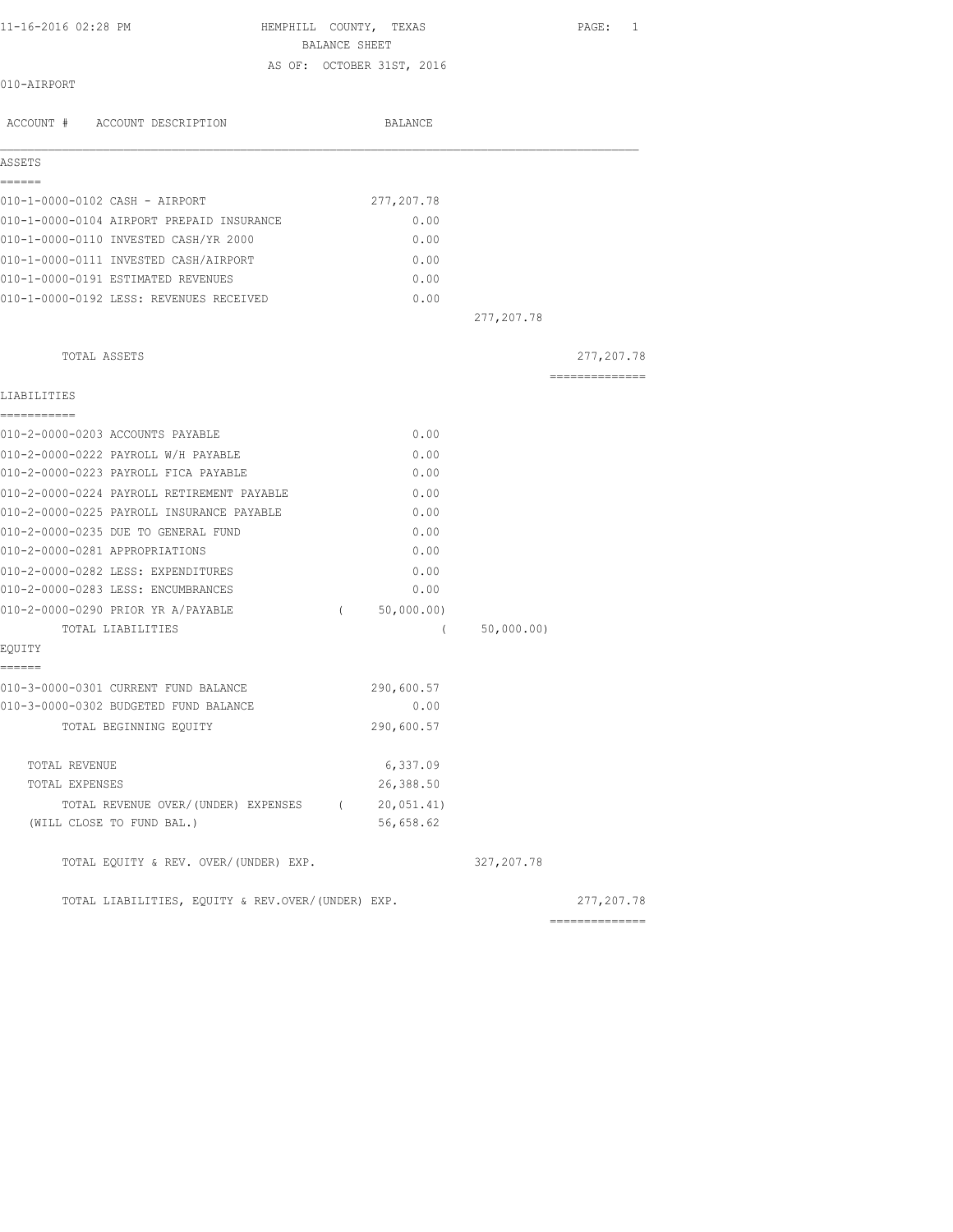11-16-2016 02:28 PM

# HEMPHILL COUNTY, TEXAS

## BALANCE SHEET

AS OF: OCTOBER 31ST, 2016

010-AIRPORT

| ACCOUNT # | ACCOUNT DESCRIPTION | BALANCE | | |
|---|---|---|---|---|
| **ASSETS** | | | | |
| 010-1-0000-0102 | CASH - AIRPORT | 277,207.78 | | |
| 010-1-0000-0104 | AIRPORT PREPAID INSURANCE | 0.00 | | |
| 010-1-0000-0110 | INVESTED CASH/YR 2000 | 0.00 | | |
| 010-1-0000-0111 | INVESTED CASH/AIRPORT | 0.00 | | |
| 010-1-0000-0191 | ESTIMATED REVENUES | 0.00 | | |
| 010-1-0000-0192 | LESS: REVENUES RECEIVED | 0.00 | | |
| | | | 277,207.78 | |
| | TOTAL ASSETS | | | 277,207.78 |
| **LIABILITIES** | | | | |
| 010-2-0000-0203 | ACCOUNTS PAYABLE | 0.00 | | |
| 010-2-0000-0222 | PAYROLL W/H PAYABLE | 0.00 | | |
| 010-2-0000-0223 | PAYROLL FICA PAYABLE | 0.00 | | |
| 010-2-0000-0224 | PAYROLL RETIREMENT PAYABLE | 0.00 | | |
| 010-2-0000-0225 | PAYROLL INSURANCE PAYABLE | 0.00 | | |
| 010-2-0000-0235 | DUE TO GENERAL FUND | 0.00 | | |
| 010-2-0000-0281 | APPROPRIATIONS | 0.00 | | |
| 010-2-0000-0282 | LESS: EXPENDITURES | 0.00 | | |
| 010-2-0000-0283 | LESS: ENCUMBRANCES | 0.00 | | |
| 010-2-0000-0290 | PRIOR YR A/PAYABLE | ( 50,000.00) | | |
| | TOTAL LIABILITIES | | ( 50,000.00) | |
| **EQUITY** | | | | |
| 010-3-0000-0301 | CURRENT FUND BALANCE | 290,600.57 | | |
| 010-3-0000-0302 | BUDGETED FUND BALANCE | 0.00 | | |
| | TOTAL BEGINNING EQUITY | 290,600.57 | | |
| | TOTAL REVENUE | 6,337.09 | | |
| | TOTAL EXPENSES | 26,388.50 | | |
| | TOTAL REVENUE OVER/(UNDER) EXPENSES | ( 20,051.41) | | |
| | (WILL CLOSE TO FUND BAL.) | 56,658.62 | | |
| | TOTAL EQUITY & REV. OVER/(UNDER) EXP. | | 327,207.78 | |
| | TOTAL LIABILITIES, EQUITY & REV.OVER/(UNDER) EXP. | | | 277,207.78 |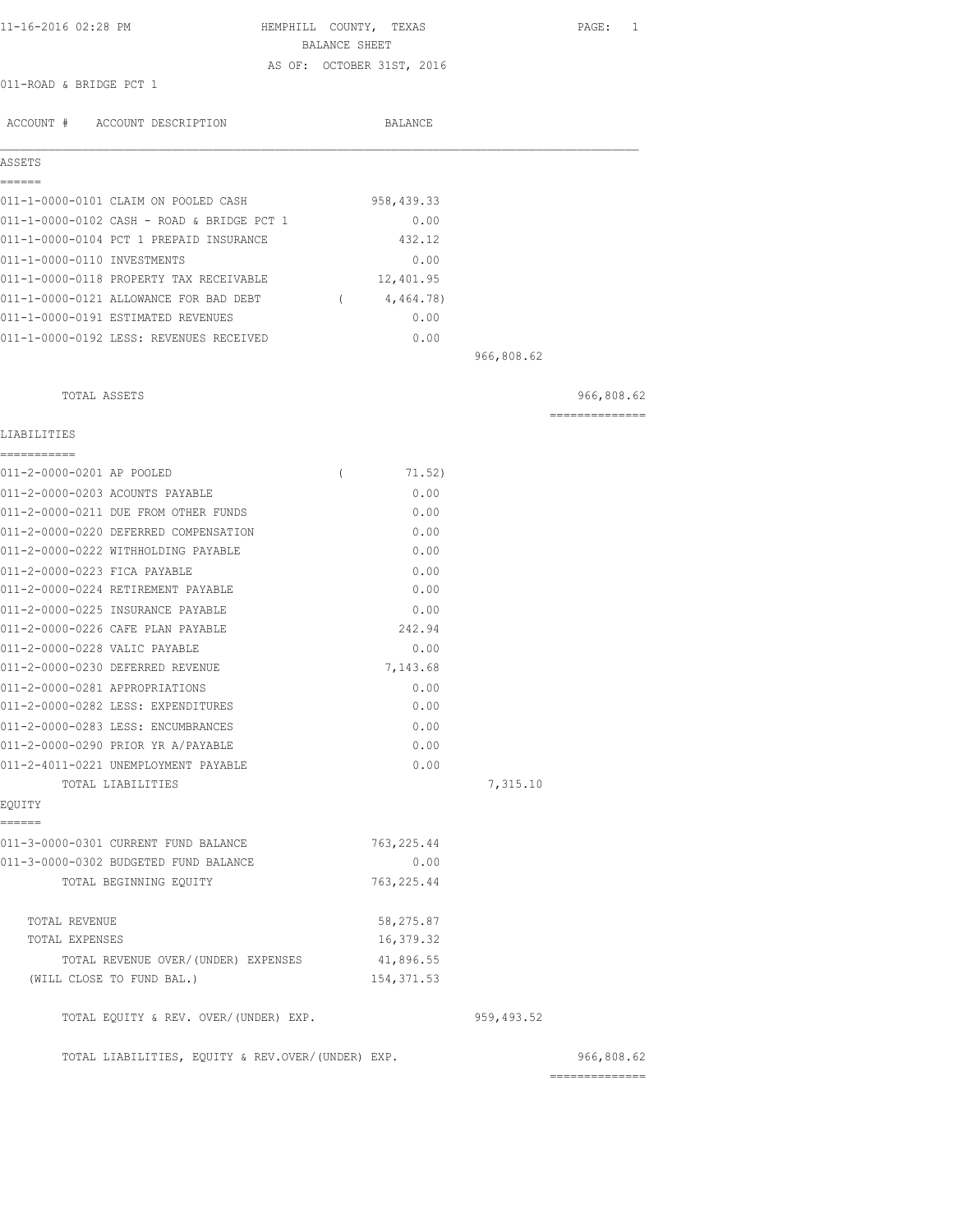11-16-2016 02:28 PM

# HEMPHILL COUNTY, TEXAS
## BALANCE SHEET
AS OF: OCTOBER 31ST, 2016

011-ROAD & BRIDGE PCT 1

| ACCOUNT # ACCOUNT DESCRIPTION | BALANCE | | |
|---|---|---|---|
| **ASSETS** | | | |
| 011-1-0000-0101 CLAIM ON POOLED CASH | 958,439.33 | | |
| 011-1-0000-0102 CASH - ROAD & BRIDGE PCT 1 | 0.00 | | |
| 011-1-0000-0104 PCT 1 PREPAID INSURANCE | 432.12 | | |
| 011-1-0000-0110 INVESTMENTS | 0.00 | | |
| 011-1-0000-0118 PROPERTY TAX RECEIVABLE | 12,401.95 | | |
| 011-1-0000-0121 ALLOWANCE FOR BAD DEBT | ( 4,464.78) | | |
| 011-1-0000-0191 ESTIMATED REVENUES | 0.00 | | |
| 011-1-0000-0192 LESS: REVENUES RECEIVED | 0.00 | | |
| | | 966,808.62 | |
| TOTAL ASSETS | | | 966,808.62 |
| **LIABILITIES** | | | |
| 011-2-0000-0201 AP POOLED | ( 71.52) | | |
| 011-2-0000-0203 ACOUNTS PAYABLE | 0.00 | | |
| 011-2-0000-0211 DUE FROM OTHER FUNDS | 0.00 | | |
| 011-2-0000-0220 DEFERRED COMPENSATION | 0.00 | | |
| 011-2-0000-0222 WITHHOLDING PAYABLE | 0.00 | | |
| 011-2-0000-0223 FICA PAYABLE | 0.00 | | |
| 011-2-0000-0224 RETIREMENT PAYABLE | 0.00 | | |
| 011-2-0000-0225 INSURANCE PAYABLE | 0.00 | | |
| 011-2-0000-0226 CAFE PLAN PAYABLE | 242.94 | | |
| 011-2-0000-0228 VALIC PAYABLE | 0.00 | | |
| 011-2-0000-0230 DEFERRED REVENUE | 7,143.68 | | |
| 011-2-0000-0281 APPROPRIATIONS | 0.00 | | |
| 011-2-0000-0282 LESS: EXPENDITURES | 0.00 | | |
| 011-2-0000-0283 LESS: ENCUMBRANCES | 0.00 | | |
| 011-2-0000-0290 PRIOR YR A/PAYABLE | 0.00 | | |
| 011-2-4011-0221 UNEMPLOYMENT PAYABLE | 0.00 | | |
| TOTAL LIABILITIES | | 7,315.10 | |
| **EQUITY** | | | |
| 011-3-0000-0301 CURRENT FUND BALANCE | 763,225.44 | | |
| 011-3-0000-0302 BUDGETED FUND BALANCE | 0.00 | | |
| TOTAL BEGINNING EQUITY | 763,225.44 | | |
| TOTAL REVENUE | 58,275.87 | | |
| TOTAL EXPENSES | 16,379.32 | | |
| TOTAL REVENUE OVER/(UNDER) EXPENSES | 41,896.55 | | |
| (WILL CLOSE TO FUND BAL.) | 154,371.53 | | |
| TOTAL EQUITY & REV. OVER/(UNDER) EXP. | | 959,493.52 | |
| TOTAL LIABILITIES, EQUITY & REV.OVER/(UNDER) EXP. | | | 966,808.62 |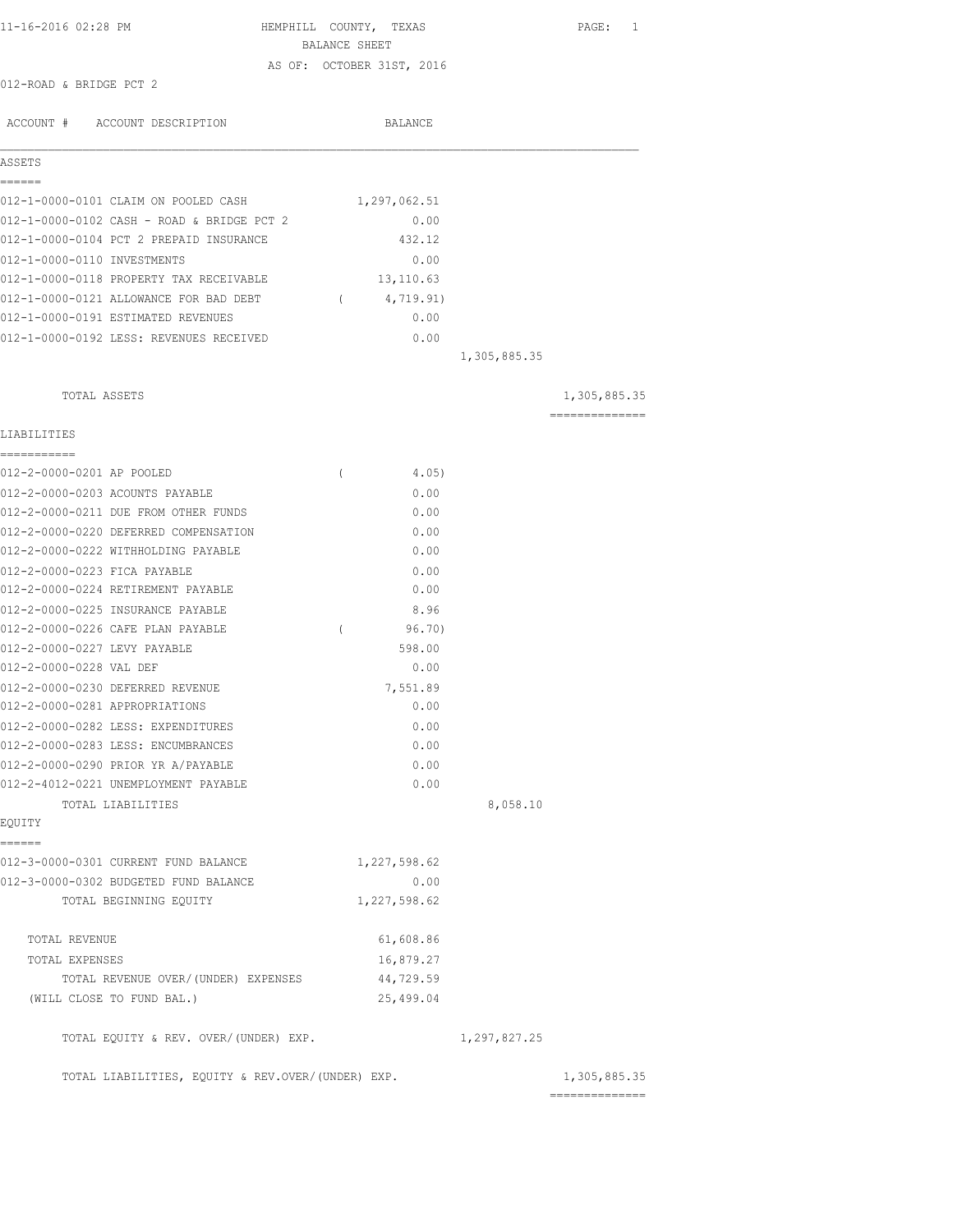11-16-2016 02:28 PM

# HEMPHILL COUNTY, TEXAS
## BALANCE SHEET
### AS OF: OCTOBER 31ST, 2016

012-ROAD & BRIDGE PCT 2

| ACCOUNT # ACCOUNT DESCRIPTION | BALANCE | | |
|---|---|---|---|
| **ASSETS** | | | |
| 012-1-0000-0101 CLAIM ON POOLED CASH | 1,297,062.51 | | |
| 012-1-0000-0102 CASH - ROAD & BRIDGE PCT 2 | 0.00 | | |
| 012-1-0000-0104 PCT 2 PREPAID INSURANCE | 432.12 | | |
| 012-1-0000-0110 INVESTMENTS | 0.00 | | |
| 012-1-0000-0118 PROPERTY TAX RECEIVABLE | 13,110.63 | | |
| 012-1-0000-0121 ALLOWANCE FOR BAD DEBT | ( 4,719.91) | | |
| 012-1-0000-0191 ESTIMATED REVENUES | 0.00 | | |
| 012-1-0000-0192 LESS: REVENUES RECEIVED | 0.00 | | |
| | | 1,305,885.35 | |
| TOTAL ASSETS | | | 1,305,885.35 |
| **LIABILITIES** | | | |
| 012-2-0000-0201 AP POOLED | ( 4.05) | | |
| 012-2-0000-0203 ACOUNTS PAYABLE | 0.00 | | |
| 012-2-0000-0211 DUE FROM OTHER FUNDS | 0.00 | | |
| 012-2-0000-0220 DEFERRED COMPENSATION | 0.00 | | |
| 012-2-0000-0222 WITHHOLDING PAYABLE | 0.00 | | |
| 012-2-0000-0223 FICA PAYABLE | 0.00 | | |
| 012-2-0000-0224 RETIREMENT PAYABLE | 0.00 | | |
| 012-2-0000-0225 INSURANCE PAYABLE | 8.96 | | |
| 012-2-0000-0226 CAFE PLAN PAYABLE | ( 96.70) | | |
| 012-2-0000-0227 LEVY PAYABLE | 598.00 | | |
| 012-2-0000-0228 VAL DEF | 0.00 | | |
| 012-2-0000-0230 DEFERRED REVENUE | 7,551.89 | | |
| 012-2-0000-0281 APPROPRIATIONS | 0.00 | | |
| 012-2-0000-0282 LESS: EXPENDITURES | 0.00 | | |
| 012-2-0000-0283 LESS: ENCUMBRANCES | 0.00 | | |
| 012-2-0000-0290 PRIOR YR A/PAYABLE | 0.00 | | |
| 012-2-4012-0221 UNEMPLOYMENT PAYABLE | 0.00 | | |
| TOTAL LIABILITIES | | 8,058.10 | |
| **EQUITY** | | | |
| 012-3-0000-0301 CURRENT FUND BALANCE | 1,227,598.62 | | |
| 012-3-0000-0302 BUDGETED FUND BALANCE | 0.00 | | |
| TOTAL BEGINNING EQUITY | 1,227,598.62 | | |
| TOTAL REVENUE | 61,608.86 | | |
| TOTAL EXPENSES | 16,879.27 | | |
| TOTAL REVENUE OVER/(UNDER) EXPENSES | 44,729.59 | | |
| (WILL CLOSE TO FUND BAL.) | 25,499.04 | | |
| TOTAL EQUITY & REV. OVER/(UNDER) EXP. | | 1,297,827.25 | |
| TOTAL LIABILITIES, EQUITY & REV.OVER/(UNDER) EXP. | | | 1,305,885.35 |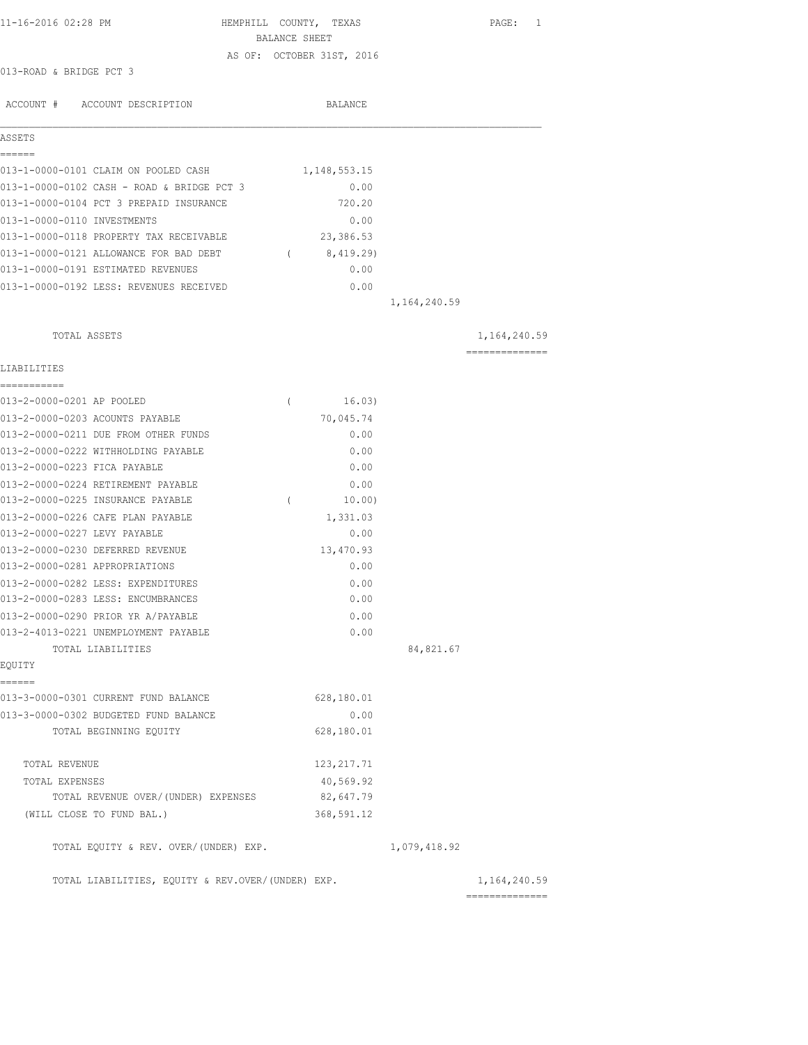11-16-2016 02:28 PM

# HEMPHILL COUNTY, TEXAS

## BALANCE SHEET

AS OF: OCTOBER 31ST, 2016

013-ROAD & BRIDGE PCT 3

| ACCOUNT # | ACCOUNT DESCRIPTION | BALANCE | | |
|---|---|---|---|---|
| **ASSETS** | | | | |
| 013-1-0000-0101 | CLAIM ON POOLED CASH | 1,148,553.15 | | |
| 013-1-0000-0102 | CASH - ROAD & BRIDGE PCT 3 | 0.00 | | |
| 013-1-0000-0104 | PCT 3 PREPAID INSURANCE | 720.20 | | |
| 013-1-0000-0110 | INVESTMENTS | 0.00 | | |
| 013-1-0000-0118 | PROPERTY TAX RECEIVABLE | 23,386.53 | | |
| 013-1-0000-0121 | ALLOWANCE FOR BAD DEBT | ( 8,419.29) | | |
| 013-1-0000-0191 | ESTIMATED REVENUES | 0.00 | | |
| 013-1-0000-0192 | LESS: REVENUES RECEIVED | 0.00 | | |
| | | | 1,164,240.59 | |
| | TOTAL ASSETS | | | 1,164,240.59 |
| **LIABILITIES** | | | | |
| 013-2-0000-0201 | AP POOLED | ( 16.03) | | |
| 013-2-0000-0203 | ACOUNTS PAYABLE | 70,045.74 | | |
| 013-2-0000-0211 | DUE FROM OTHER FUNDS | 0.00 | | |
| 013-2-0000-0222 | WITHHOLDING PAYABLE | 0.00 | | |
| 013-2-0000-0223 | FICA PAYABLE | 0.00 | | |
| 013-2-0000-0224 | RETIREMENT PAYABLE | 0.00 | | |
| 013-2-0000-0225 | INSURANCE PAYABLE | ( 10.00) | | |
| 013-2-0000-0226 | CAFE PLAN PAYABLE | 1,331.03 | | |
| 013-2-0000-0227 | LEVY PAYABLE | 0.00 | | |
| 013-2-0000-0230 | DEFERRED REVENUE | 13,470.93 | | |
| 013-2-0000-0281 | APPROPRIATIONS | 0.00 | | |
| 013-2-0000-0282 | LESS: EXPENDITURES | 0.00 | | |
| 013-2-0000-0283 | LESS: ENCUMBRANCES | 0.00 | | |
| 013-2-0000-0290 | PRIOR YR A/PAYABLE | 0.00 | | |
| 013-2-4013-0221 | UNEMPLOYMENT PAYABLE | 0.00 | | |
| | TOTAL LIABILITIES | | 84,821.67 | |
| **EQUITY** | | | | |
| 013-3-0000-0301 | CURRENT FUND BALANCE | 628,180.01 | | |
| 013-3-0000-0302 | BUDGETED FUND BALANCE | 0.00 | | |
| | TOTAL BEGINNING EQUITY | 628,180.01 | | |
| | TOTAL REVENUE | 123,217.71 | | |
| | TOTAL EXPENSES | 40,569.92 | | |
| | TOTAL REVENUE OVER/(UNDER) EXPENSES | 82,647.79 | | |
| | (WILL CLOSE TO FUND BAL.) | 368,591.12 | | |
| | TOTAL EQUITY & REV. OVER/(UNDER) EXP. | | 1,079,418.92 | |
| | TOTAL LIABILITIES, EQUITY & REV.OVER/(UNDER) EXP. | | | 1,164,240.59 |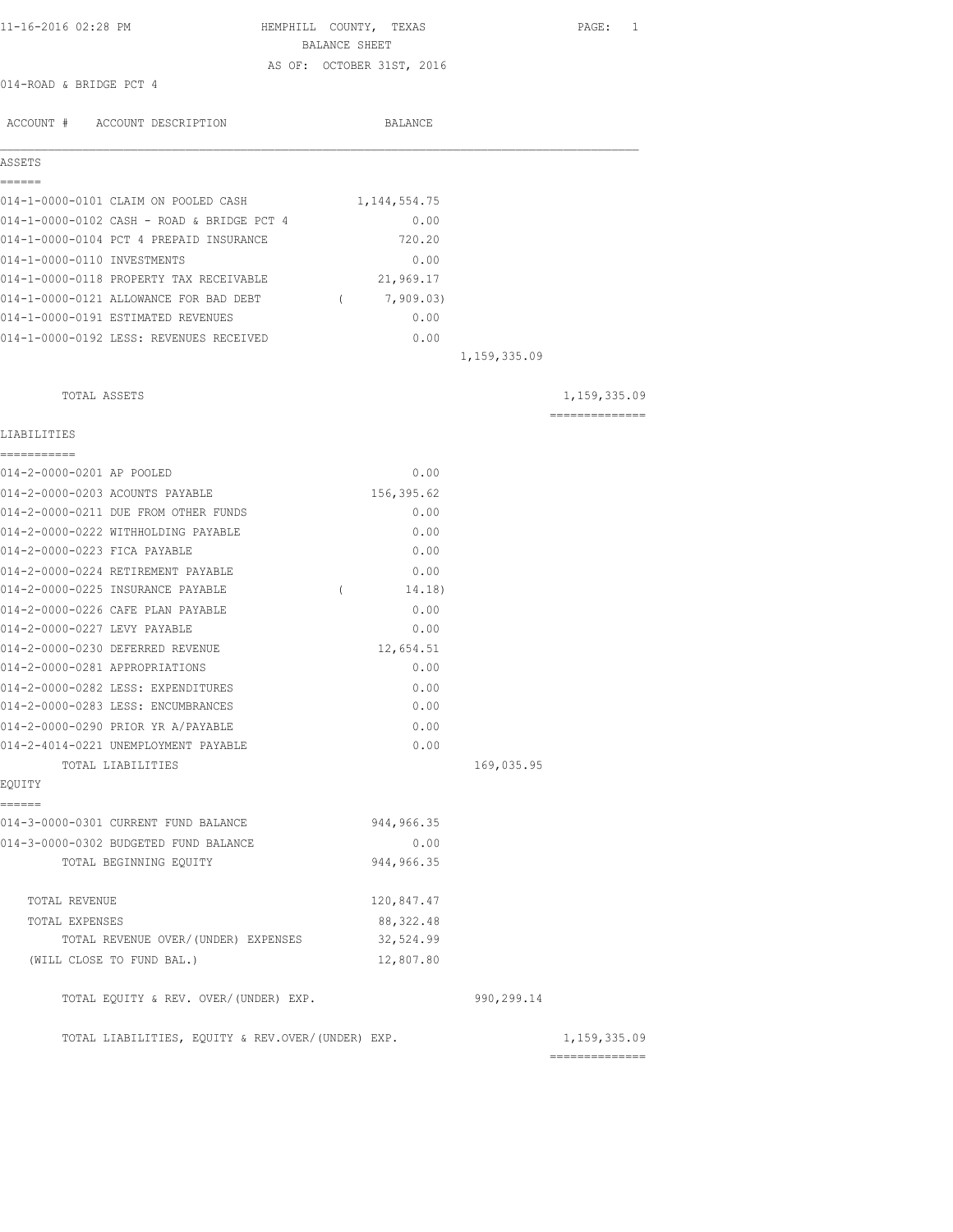11-16-2016 02:28 PM

# HEMPHILL COUNTY, TEXAS
## BALANCE SHEET
AS OF: OCTOBER 31ST, 2016

014-ROAD & BRIDGE PCT 4

| ACCOUNT # | ACCOUNT DESCRIPTION | BALANCE | | |
|---|---|---|---|---|
| **ASSETS** | | | | |
| 014-1-0000-0101 | CLAIM ON POOLED CASH | 1,144,554.75 | | |
| 014-1-0000-0102 | CASH - ROAD & BRIDGE PCT 4 | 0.00 | | |
| 014-1-0000-0104 | PCT 4 PREPAID INSURANCE | 720.20 | | |
| 014-1-0000-0110 | INVESTMENTS | 0.00 | | |
| 014-1-0000-0118 | PROPERTY TAX RECEIVABLE | 21,969.17 | | |
| 014-1-0000-0121 | ALLOWANCE FOR BAD DEBT | ( 7,909.03) | | |
| 014-1-0000-0191 | ESTIMATED REVENUES | 0.00 | | |
| 014-1-0000-0192 | LESS: REVENUES RECEIVED | 0.00 | | |
| | | | 1,159,335.09 | |
| | TOTAL ASSETS | | | 1,159,335.09 |
| **LIABILITIES** | | | | |
| 014-2-0000-0201 | AP POOLED | 0.00 | | |
| 014-2-0000-0203 | ACOUNTS PAYABLE | 156,395.62 | | |
| 014-2-0000-0211 | DUE FROM OTHER FUNDS | 0.00 | | |
| 014-2-0000-0222 | WITHHOLDING PAYABLE | 0.00 | | |
| 014-2-0000-0223 | FICA PAYABLE | 0.00 | | |
| 014-2-0000-0224 | RETIREMENT PAYABLE | 0.00 | | |
| 014-2-0000-0225 | INSURANCE PAYABLE | ( 14.18) | | |
| 014-2-0000-0226 | CAFE PLAN PAYABLE | 0.00 | | |
| 014-2-0000-0227 | LEVY PAYABLE | 0.00 | | |
| 014-2-0000-0230 | DEFERRED REVENUE | 12,654.51 | | |
| 014-2-0000-0281 | APPROPRIATIONS | 0.00 | | |
| 014-2-0000-0282 | LESS: EXPENDITURES | 0.00 | | |
| 014-2-0000-0283 | LESS: ENCUMBRANCES | 0.00 | | |
| 014-2-0000-0290 | PRIOR YR A/PAYABLE | 0.00 | | |
| 014-2-4014-0221 | UNEMPLOYMENT PAYABLE | 0.00 | | |
| | TOTAL LIABILITIES | | 169,035.95 | |
| **EQUITY** | | | | |
| 014-3-0000-0301 | CURRENT FUND BALANCE | 944,966.35 | | |
| 014-3-0000-0302 | BUDGETED FUND BALANCE | 0.00 | | |
| | TOTAL BEGINNING EQUITY | 944,966.35 | | |
| | TOTAL REVENUE | 120,847.47 | | |
| | TOTAL EXPENSES | 88,322.48 | | |
| | TOTAL REVENUE OVER/(UNDER) EXPENSES | 32,524.99 | | |
| | (WILL CLOSE TO FUND BAL.) | 12,807.80 | | |
| | TOTAL EQUITY & REV. OVER/(UNDER) EXP. | | 990,299.14 | |
| | TOTAL LIABILITIES, EQUITY & REV.OVER/(UNDER) EXP. | | | 1,159,335.09 |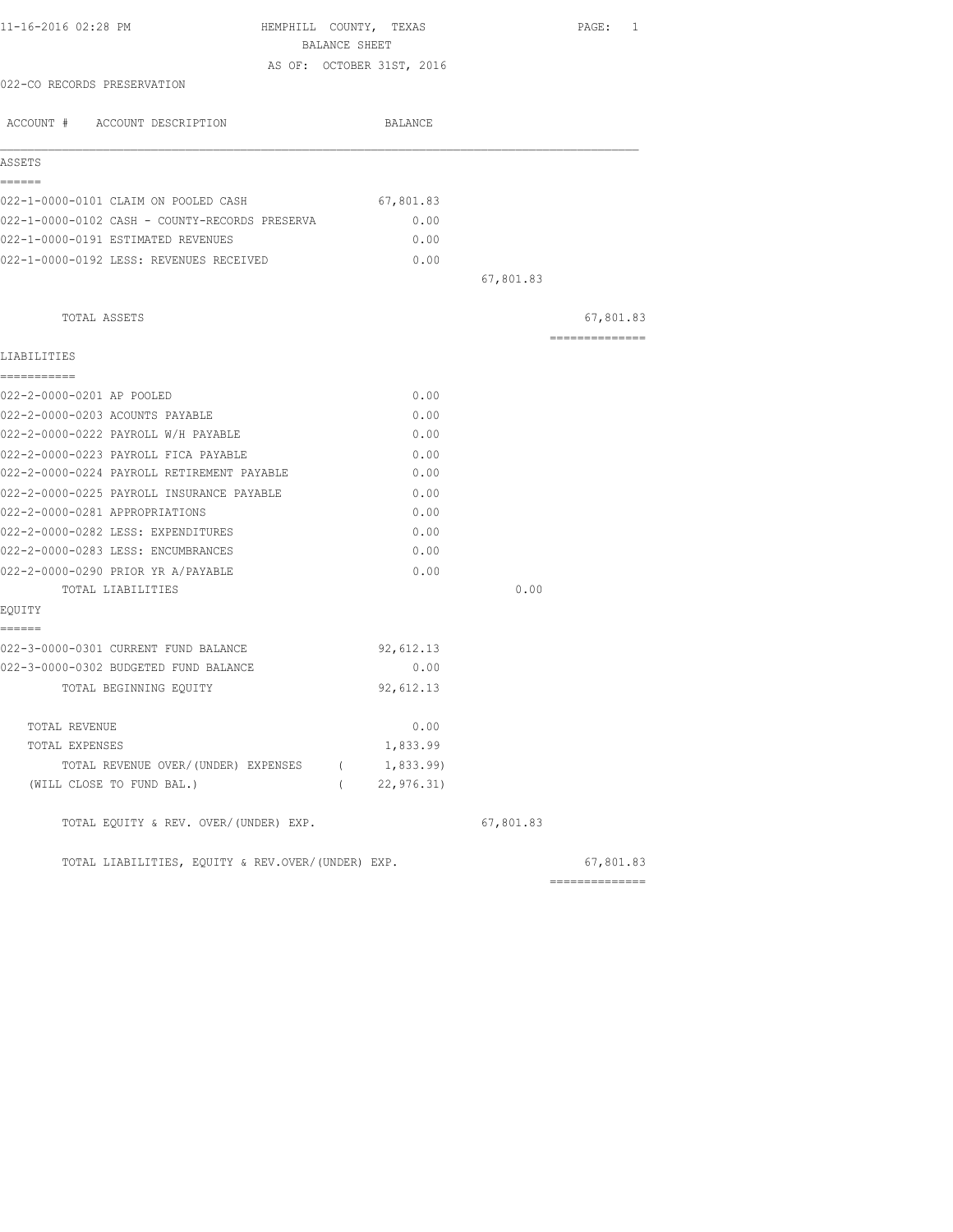11-16-2016 02:28 PM

# HEMPHILL COUNTY, TEXAS
## BALANCE SHEET
### AS OF: OCTOBER 31ST, 2016

022-CO RECORDS PRESERVATION

| ACCOUNT # ACCOUNT DESCRIPTION | BALANCE | | |
|---|---|---|---|
| **ASSETS** | | | |
| 022-1-0000-0101 CLAIM ON POOLED CASH | 67,801.83 | | |
| 022-1-0000-0102 CASH - COUNTY-RECORDS PRESERVA | 0.00 | | |
| 022-1-0000-0191 ESTIMATED REVENUES | 0.00 | | |
| 022-1-0000-0192 LESS: REVENUES RECEIVED | 0.00 | | |
| | | 67,801.83 | |
| TOTAL ASSETS | | | 67,801.83 |
| **LIABILITIES** | | | |
| 022-2-0000-0201 AP POOLED | 0.00 | | |
| 022-2-0000-0203 ACOUNTS PAYABLE | 0.00 | | |
| 022-2-0000-0222 PAYROLL W/H PAYABLE | 0.00 | | |
| 022-2-0000-0223 PAYROLL FICA PAYABLE | 0.00 | | |
| 022-2-0000-0224 PAYROLL RETIREMENT PAYABLE | 0.00 | | |
| 022-2-0000-0225 PAYROLL INSURANCE PAYABLE | 0.00 | | |
| 022-2-0000-0281 APPROPRIATIONS | 0.00 | | |
| 022-2-0000-0282 LESS: EXPENDITURES | 0.00 | | |
| 022-2-0000-0283 LESS: ENCUMBRANCES | 0.00 | | |
| 022-2-0000-0290 PRIOR YR A/PAYABLE | 0.00 | | |
| TOTAL LIABILITIES | | 0.00 | |
| **EQUITY** | | | |
| 022-3-0000-0301 CURRENT FUND BALANCE | 92,612.13 | | |
| 022-3-0000-0302 BUDGETED FUND BALANCE | 0.00 | | |
| TOTAL BEGINNING EQUITY | 92,612.13 | | |
| TOTAL REVENUE | 0.00 | | |
| TOTAL EXPENSES | 1,833.99 | | |
| TOTAL REVENUE OVER/(UNDER) EXPENSES | ( 1,833.99) | | |
| (WILL CLOSE TO FUND BAL.) | ( 22,976.31) | | |
| TOTAL EQUITY & REV. OVER/(UNDER) EXP. | | 67,801.83 | |
| TOTAL LIABILITIES, EQUITY & REV.OVER/(UNDER) EXP. | | | 67,801.83 |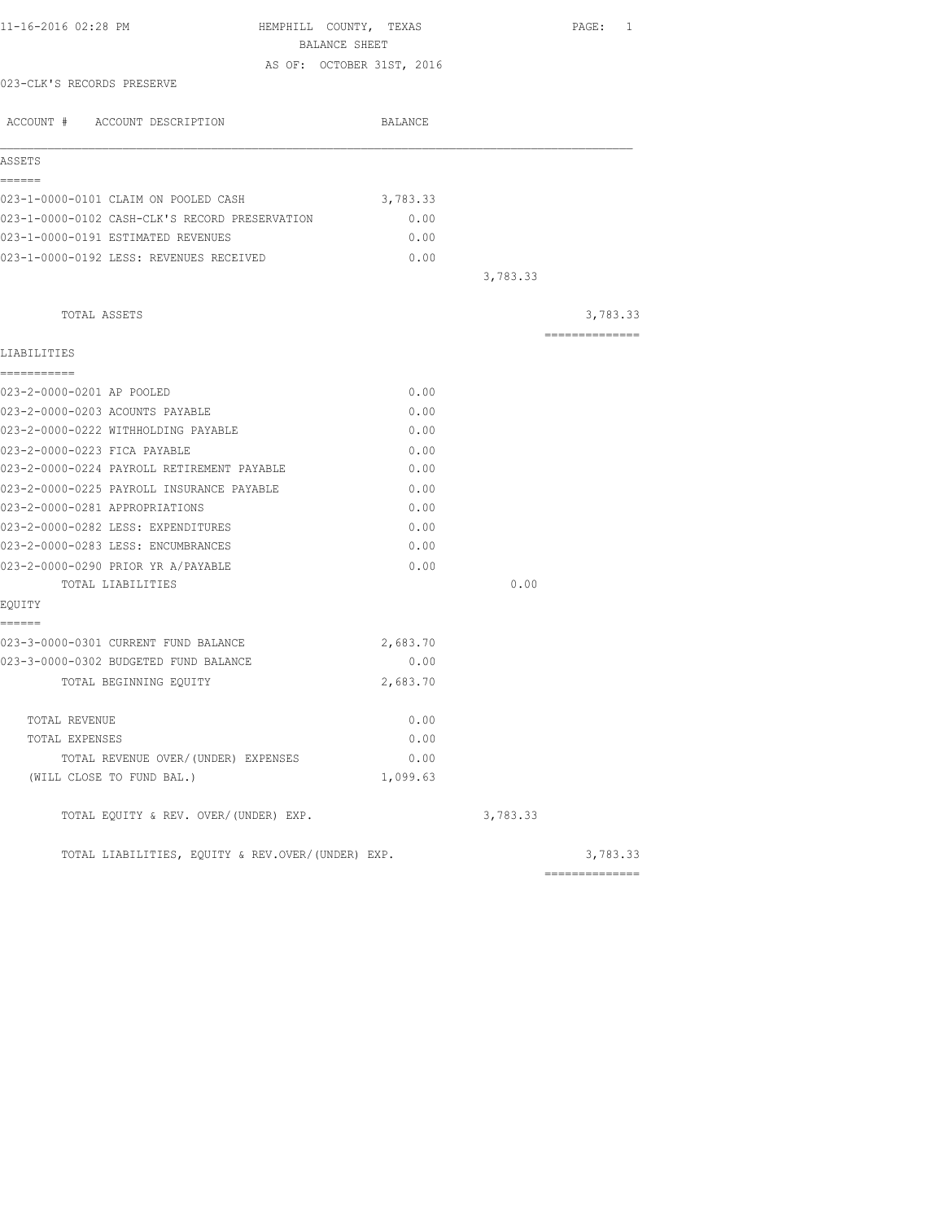11-16-2016 02:28 PM HEMPHILL COUNTY, TEXAS

BALANCE SHEET

AS OF: OCTOBER 31ST, 2016

023-CLK'S RECORDS PRESERVE

| ACCOUNT # ACCOUNT DESCRIPTION | BALANCE | | |
|---|---|---|---|
| **ASSETS** | | | |
| 023-1-0000-0101 CLAIM ON POOLED CASH | 3,783.33 | | |
| 023-1-0000-0102 CASH-CLK'S RECORD PRESERVATION | 0.00 | | |
| 023-1-0000-0191 ESTIMATED REVENUES | 0.00 | | |
| 023-1-0000-0192 LESS: REVENUES RECEIVED | 0.00 | | |
| | | 3,783.33 | |
| TOTAL ASSETS | | | 3,783.33 |
| **LIABILITIES** | | | |
| 023-2-0000-0201 AP POOLED | 0.00 | | |
| 023-2-0000-0203 ACOUNTS PAYABLE | 0.00 | | |
| 023-2-0000-0222 WITHHOLDING PAYABLE | 0.00 | | |
| 023-2-0000-0223 FICA PAYABLE | 0.00 | | |
| 023-2-0000-0224 PAYROLL RETIREMENT PAYABLE | 0.00 | | |
| 023-2-0000-0225 PAYROLL INSURANCE PAYABLE | 0.00 | | |
| 023-2-0000-0281 APPROPRIATIONS | 0.00 | | |
| 023-2-0000-0282 LESS: EXPENDITURES | 0.00 | | |
| 023-2-0000-0283 LESS: ENCUMBRANCES | 0.00 | | |
| 023-2-0000-0290 PRIOR YR A/PAYABLE | 0.00 | | |
| TOTAL LIABILITIES | | 0.00 | |
| **EQUITY** | | | |
| 023-3-0000-0301 CURRENT FUND BALANCE | 2,683.70 | | |
| 023-3-0000-0302 BUDGETED FUND BALANCE | 0.00 | | |
| TOTAL BEGINNING EQUITY | 2,683.70 | | |
| TOTAL REVENUE | 0.00 | | |
| TOTAL EXPENSES | 0.00 | | |
| TOTAL REVENUE OVER/(UNDER) EXPENSES | 0.00 | | |
| (WILL CLOSE TO FUND BAL.) | 1,099.63 | | |
| TOTAL EQUITY & REV. OVER/(UNDER) EXP. | | 3,783.33 | |
| TOTAL LIABILITIES, EQUITY & REV.OVER/(UNDER) EXP. | | | 3,783.33 |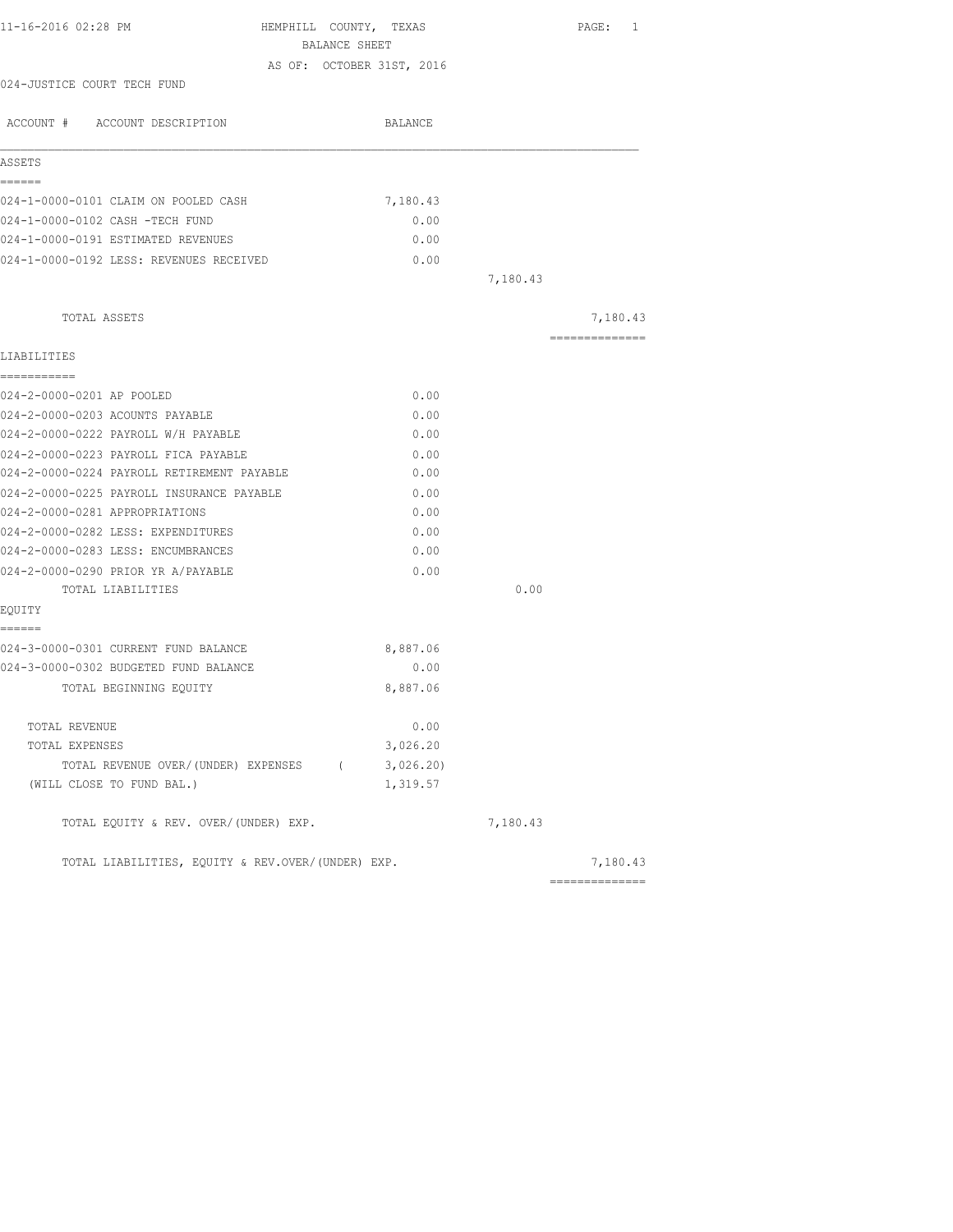11-16-2016 02:28 PM

# HEMPHILL COUNTY, TEXAS

## BALANCE SHEET

AS OF: OCTOBER 31ST, 2016

024-JUSTICE COURT TECH FUND

| ACCOUNT # ACCOUNT DESCRIPTION | BALANCE | | |
|---|---|---|---|
| **ASSETS** | | | |
| 024-1-0000-0101 CLAIM ON POOLED CASH | 7,180.43 | | |
| 024-1-0000-0102 CASH -TECH FUND | 0.00 | | |
| 024-1-0000-0191 ESTIMATED REVENUES | 0.00 | | |
| 024-1-0000-0192 LESS: REVENUES RECEIVED | 0.00 | | |
| | | 7,180.43 | |
| TOTAL ASSETS | | | 7,180.43 |
| **LIABILITIES** | | | |
| 024-2-0000-0201 AP POOLED | 0.00 | | |
| 024-2-0000-0203 ACOUNTS PAYABLE | 0.00 | | |
| 024-2-0000-0222 PAYROLL W/H PAYABLE | 0.00 | | |
| 024-2-0000-0223 PAYROLL FICA PAYABLE | 0.00 | | |
| 024-2-0000-0224 PAYROLL RETIREMENT PAYABLE | 0.00 | | |
| 024-2-0000-0225 PAYROLL INSURANCE PAYABLE | 0.00 | | |
| 024-2-0000-0281 APPROPRIATIONS | 0.00 | | |
| 024-2-0000-0282 LESS: EXPENDITURES | 0.00 | | |
| 024-2-0000-0283 LESS: ENCUMBRANCES | 0.00 | | |
| 024-2-0000-0290 PRIOR YR A/PAYABLE | 0.00 | | |
| TOTAL LIABILITIES | | 0.00 | |
| **EQUITY** | | | |
| 024-3-0000-0301 CURRENT FUND BALANCE | 8,887.06 | | |
| 024-3-0000-0302 BUDGETED FUND BALANCE | 0.00 | | |
| TOTAL BEGINNING EQUITY | 8,887.06 | | |
| TOTAL REVENUE | 0.00 | | |
| TOTAL EXPENSES | 3,026.20 | | |
| TOTAL REVENUE OVER/(UNDER) EXPENSES | ( 3,026.20) | | |
| (WILL CLOSE TO FUND BAL.) | 1,319.57 | | |
| TOTAL EQUITY & REV. OVER/(UNDER) EXP. | | 7,180.43 | |
| TOTAL LIABILITIES, EQUITY & REV.OVER/(UNDER) EXP. | | | 7,180.43 |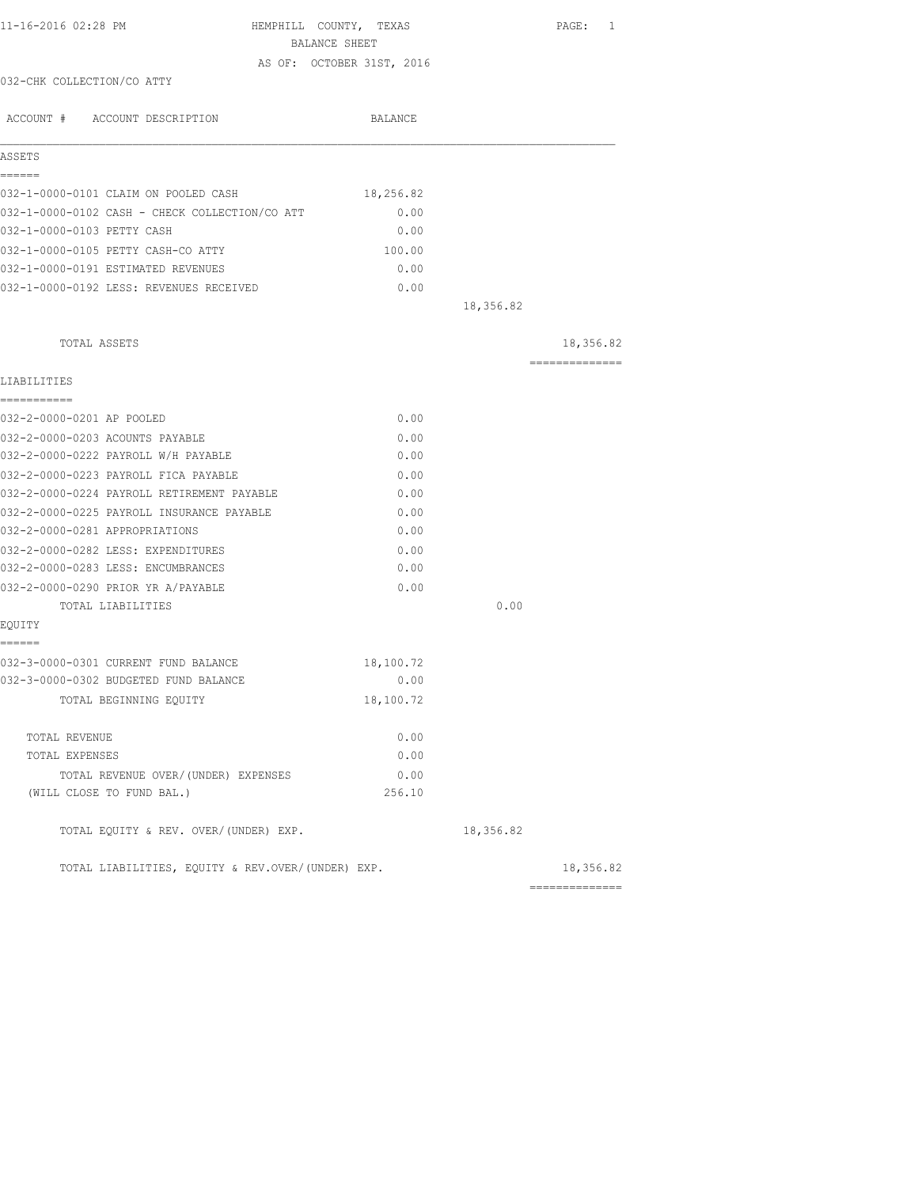11-16-2016 02:28 PM HEMPHILL COUNTY, TEXAS PAGE: 1

BALANCE SHEET

AS OF: OCTOBER 31ST, 2016

032-CHK COLLECTION/CO ATTY

| ACCOUNT # ACCOUNT DESCRIPTION | BALANCE | | |
|---|---|---|---|
| **ASSETS** | | | |
| 032-1-0000-0101 CLAIM ON POOLED CASH | 18,256.82 | | |
| 032-1-0000-0102 CASH - CHECK COLLECTION/CO ATT | 0.00 | | |
| 032-1-0000-0103 PETTY CASH | 0.00 | | |
| 032-1-0000-0105 PETTY CASH-CO ATTY | 100.00 | | |
| 032-1-0000-0191 ESTIMATED REVENUES | 0.00 | | |
| 032-1-0000-0192 LESS: REVENUES RECEIVED | 0.00 | | |
| | | 18,356.82 | |
| TOTAL ASSETS | | | 18,356.82 |
| **LIABILITIES** | | | |
| 032-2-0000-0201 AP POOLED | 0.00 | | |
| 032-2-0000-0203 ACOUNTS PAYABLE | 0.00 | | |
| 032-2-0000-0222 PAYROLL W/H PAYABLE | 0.00 | | |
| 032-2-0000-0223 PAYROLL FICA PAYABLE | 0.00 | | |
| 032-2-0000-0224 PAYROLL RETIREMENT PAYABLE | 0.00 | | |
| 032-2-0000-0225 PAYROLL INSURANCE PAYABLE | 0.00 | | |
| 032-2-0000-0281 APPROPRIATIONS | 0.00 | | |
| 032-2-0000-0282 LESS: EXPENDITURES | 0.00 | | |
| 032-2-0000-0283 LESS: ENCUMBRANCES | 0.00 | | |
| 032-2-0000-0290 PRIOR YR A/PAYABLE | 0.00 | | |
| TOTAL LIABILITIES | | 0.00 | |
| **EQUITY** | | | |
| 032-3-0000-0301 CURRENT FUND BALANCE | 18,100.72 | | |
| 032-3-0000-0302 BUDGETED FUND BALANCE | 0.00 | | |
| TOTAL BEGINNING EQUITY | 18,100.72 | | |
| TOTAL REVENUE | 0.00 | | |
| TOTAL EXPENSES | 0.00 | | |
| TOTAL REVENUE OVER/(UNDER) EXPENSES | 0.00 | | |
| (WILL CLOSE TO FUND BAL.) | 256.10 | | |
| TOTAL EQUITY & REV. OVER/(UNDER) EXP. | | 18,356.82 | |
| TOTAL LIABILITIES, EQUITY & REV.OVER/(UNDER) EXP. | | | 18,356.82 |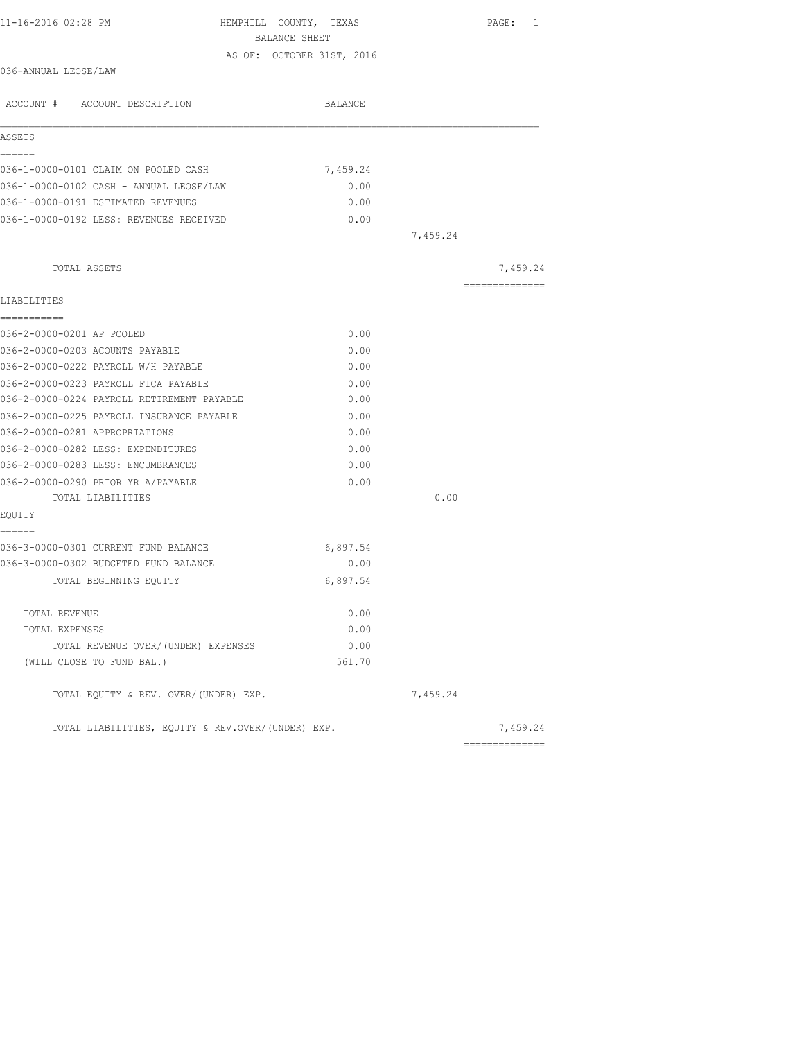11-16-2016 02:28 PM

# HEMPHILL COUNTY, TEXAS

## BALANCE SHEET

AS OF: OCTOBER 31ST, 2016

036-ANNUAL LEOSE/LAW

| ACCOUNT # ACCOUNT DESCRIPTION | BALANCE | | |
|---|---|---|---|
| **ASSETS** | | | |
| 036-1-0000-0101 CLAIM ON POOLED CASH | 7,459.24 | | |
| 036-1-0000-0102 CASH - ANNUAL LEOSE/LAW | 0.00 | | |
| 036-1-0000-0191 ESTIMATED REVENUES | 0.00 | | |
| 036-1-0000-0192 LESS: REVENUES RECEIVED | 0.00 | | |
| | | 7,459.24 | |
| TOTAL ASSETS | | | 7,459.24 |
| **LIABILITIES** | | | |
| 036-2-0000-0201 AP POOLED | 0.00 | | |
| 036-2-0000-0203 ACOUNTS PAYABLE | 0.00 | | |
| 036-2-0000-0222 PAYROLL W/H PAYABLE | 0.00 | | |
| 036-2-0000-0223 PAYROLL FICA PAYABLE | 0.00 | | |
| 036-2-0000-0224 PAYROLL RETIREMENT PAYABLE | 0.00 | | |
| 036-2-0000-0225 PAYROLL INSURANCE PAYABLE | 0.00 | | |
| 036-2-0000-0281 APPROPRIATIONS | 0.00 | | |
| 036-2-0000-0282 LESS: EXPENDITURES | 0.00 | | |
| 036-2-0000-0283 LESS: ENCUMBRANCES | 0.00 | | |
| 036-2-0000-0290 PRIOR YR A/PAYABLE | 0.00 | | |
| TOTAL LIABILITIES | | 0.00 | |
| **EQUITY** | | | |
| 036-3-0000-0301 CURRENT FUND BALANCE | 6,897.54 | | |
| 036-3-0000-0302 BUDGETED FUND BALANCE | 0.00 | | |
| TOTAL BEGINNING EQUITY | 6,897.54 | | |
| TOTAL REVENUE | 0.00 | | |
| TOTAL EXPENSES | 0.00 | | |
| TOTAL REVENUE OVER/(UNDER) EXPENSES | 0.00 | | |
| (WILL CLOSE TO FUND BAL.) | 561.70 | | |
| TOTAL EQUITY & REV. OVER/(UNDER) EXP. | | 7,459.24 | |
| TOTAL LIABILITIES, EQUITY & REV.OVER/(UNDER) EXP. | | | 7,459.24 |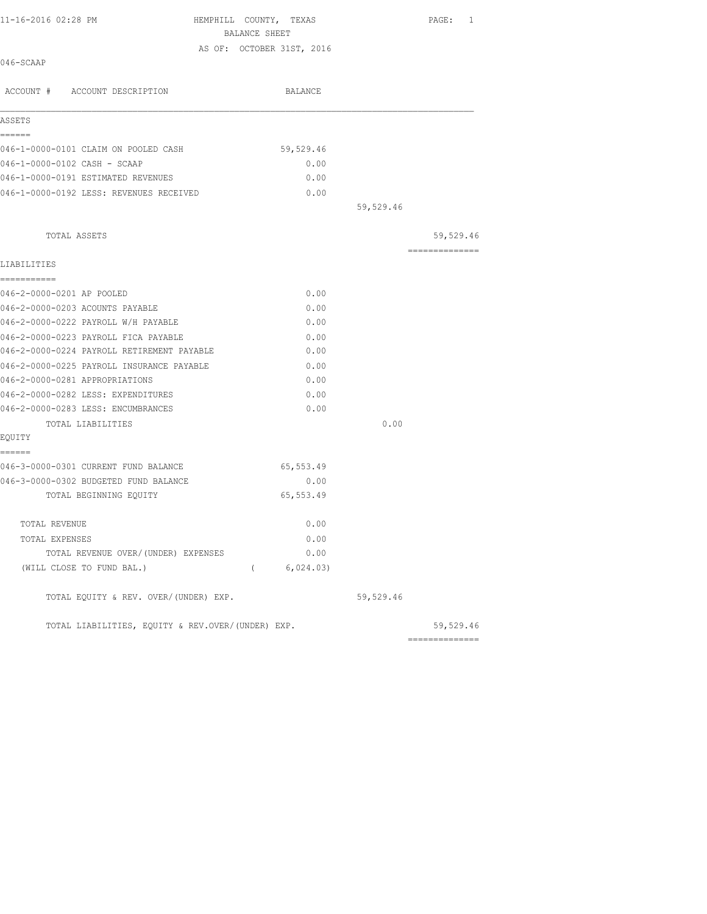11-16-2016 02:28 PM

# HEMPHILL COUNTY, TEXAS

## BALANCE SHEET

AS OF: OCTOBER 31ST, 2016

046-SCAAP

| ACCOUNT # ACCOUNT DESCRIPTION | BALANCE | | |
|---|---|---|---|
| **ASSETS** | | | |
| 046-1-0000-0101 CLAIM ON POOLED CASH | 59,529.46 | | |
| 046-1-0000-0102 CASH - SCAAP | 0.00 | | |
| 046-1-0000-0191 ESTIMATED REVENUES | 0.00 | | |
| 046-1-0000-0192 LESS: REVENUES RECEIVED | 0.00 | | |
| | | 59,529.46 | |
| TOTAL ASSETS | | | 59,529.46 |
| **LIABILITIES** | | | |
| 046-2-0000-0201 AP POOLED | 0.00 | | |
| 046-2-0000-0203 ACOUNTS PAYABLE | 0.00 | | |
| 046-2-0000-0222 PAYROLL W/H PAYABLE | 0.00 | | |
| 046-2-0000-0223 PAYROLL FICA PAYABLE | 0.00 | | |
| 046-2-0000-0224 PAYROLL RETIREMENT PAYABLE | 0.00 | | |
| 046-2-0000-0225 PAYROLL INSURANCE PAYABLE | 0.00 | | |
| 046-2-0000-0281 APPROPRIATIONS | 0.00 | | |
| 046-2-0000-0282 LESS: EXPENDITURES | 0.00 | | |
| 046-2-0000-0283 LESS: ENCUMBRANCES | 0.00 | | |
| TOTAL LIABILITIES | | 0.00 | |
| **EQUITY** | | | |
| 046-3-0000-0301 CURRENT FUND BALANCE | 65,553.49 | | |
| 046-3-0000-0302 BUDGETED FUND BALANCE | 0.00 | | |
| TOTAL BEGINNING EQUITY | 65,553.49 | | |
| TOTAL REVENUE | 0.00 | | |
| TOTAL EXPENSES | 0.00 | | |
| TOTAL REVENUE OVER/(UNDER) EXPENSES | 0.00 | | |
| (WILL CLOSE TO FUND BAL.) | ( 6,024.03) | | |
| TOTAL EQUITY & REV. OVER/(UNDER) EXP. | | 59,529.46 | |
| TOTAL LIABILITIES, EQUITY & REV.OVER/(UNDER) EXP. | | | 59,529.46 |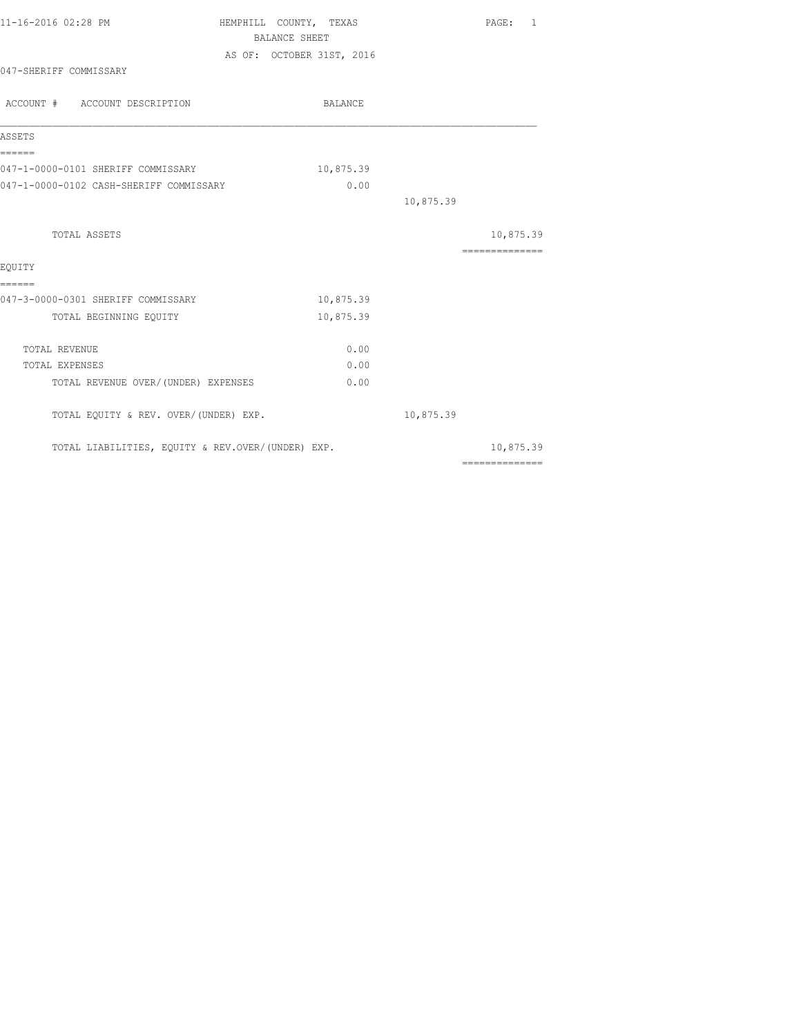11-16-2016 02:28 PM HEMPHILL COUNTY, TEXAS PAGE: 1

BALANCE SHEET

AS OF: OCTOBER 31ST, 2016

047-SHERIFF COMMISSARY

| ACCOUNT # ACCOUNT DESCRIPTION | BALANCE | | |
|---|---|---|---|
| **ASSETS** | | | |
| 047-1-0000-0101 SHERIFF COMMISSARY | 10,875.39 | | |
| 047-1-0000-0102 CASH-SHERIFF COMMISSARY | 0.00 | | |
| | | 10,875.39 | |
| TOTAL ASSETS | | | 10,875.39 |
| **EQUITY** | | | |
| 047-3-0000-0301 SHERIFF COMMISSARY | 10,875.39 | | |
| TOTAL BEGINNING EQUITY | 10,875.39 | | |
| TOTAL REVENUE | 0.00 | | |
| TOTAL EXPENSES | 0.00 | | |
| TOTAL REVENUE OVER/(UNDER) EXPENSES | 0.00 | | |
| TOTAL EQUITY & REV. OVER/(UNDER) EXP. | | 10,875.39 | |
| TOTAL LIABILITIES, EQUITY & REV.OVER/(UNDER) EXP. | | | 10,875.39 |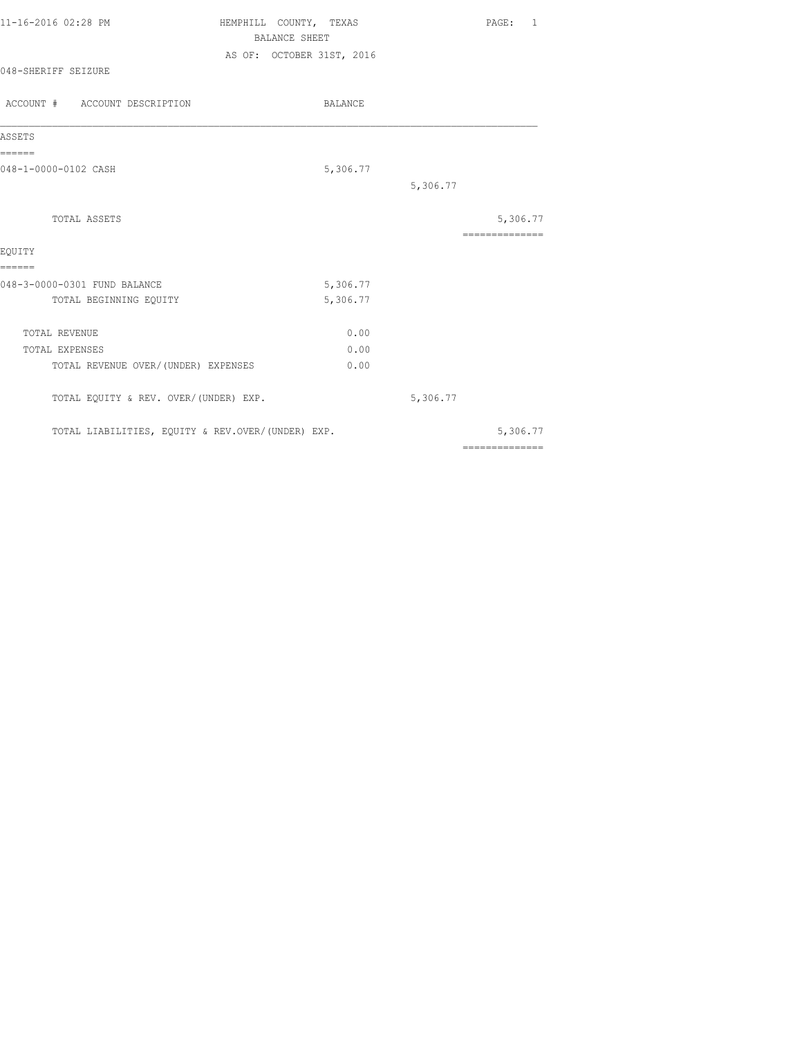HEMPHILL COUNTY, TEXAS
BALANCE SHEET
AS OF: OCTOBER 31ST, 2016

11-16-2016 02:28 PM

048-SHERIFF SEIZURE

| ACCOUNT # | ACCOUNT DESCRIPTION | BALANCE | | |
|---|---|---|---|---|
| **ASSETS** | | | | |
| 048-1-0000-0102 | CASH | 5,306.77 | | |
| | | | 5,306.77 | |
| | TOTAL ASSETS | | | 5,306.77 |
| **EQUITY** | | | | |
| 048-3-0000-0301 | FUND BALANCE | 5,306.77 | | |
| | TOTAL BEGINNING EQUITY | 5,306.77 | | |
| | TOTAL REVENUE | 0.00 | | |
| | TOTAL EXPENSES | 0.00 | | |
| | TOTAL REVENUE OVER/(UNDER) EXPENSES | 0.00 | | |
| | TOTAL EQUITY & REV. OVER/(UNDER) EXP. | | 5,306.77 | |
| | TOTAL LIABILITIES, EQUITY & REV.OVER/(UNDER) EXP. | | | 5,306.77 |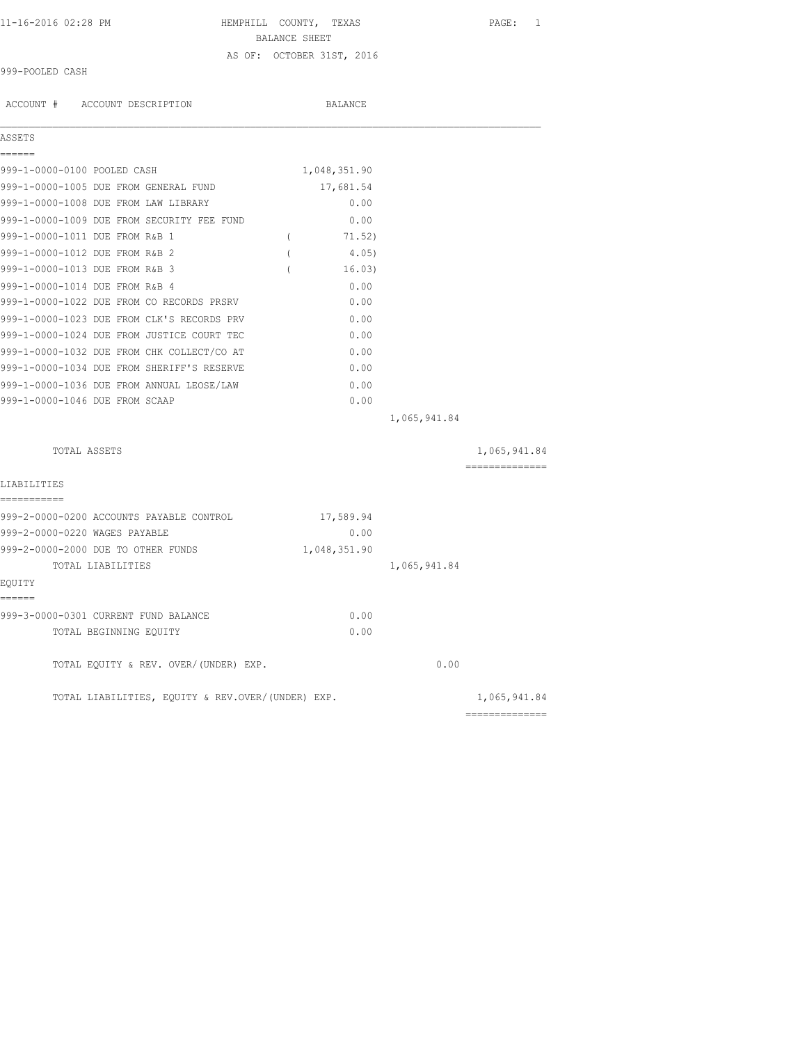11-16-2016 02:28 PM HEMPHILL COUNTY, TEXAS

BALANCE SHEET

AS OF: OCTOBER 31ST, 2016

999-POOLED CASH

| ACCOUNT # ACCOUNT DESCRIPTION | BALANCE | | |
|---|---|---|---|
| **ASSETS** | | | |
| 999-1-0000-0100 POOLED CASH | 1,048,351.90 | | |
| 999-1-0000-1005 DUE FROM GENERAL FUND | 17,681.54 | | |
| 999-1-0000-1008 DUE FROM LAW LIBRARY | 0.00 | | |
| 999-1-0000-1009 DUE FROM SECURITY FEE FUND | 0.00 | | |
| 999-1-0000-1011 DUE FROM R&B 1 | ( 71.52) | | |
| 999-1-0000-1012 DUE FROM R&B 2 | ( 4.05) | | |
| 999-1-0000-1013 DUE FROM R&B 3 | ( 16.03) | | |
| 999-1-0000-1014 DUE FROM R&B 4 | 0.00 | | |
| 999-1-0000-1022 DUE FROM CO RECORDS PRSRV | 0.00 | | |
| 999-1-0000-1023 DUE FROM CLK'S RECORDS PRV | 0.00 | | |
| 999-1-0000-1024 DUE FROM JUSTICE COURT TEC | 0.00 | | |
| 999-1-0000-1032 DUE FROM CHK COLLECT/CO AT | 0.00 | | |
| 999-1-0000-1034 DUE FROM SHERIFF'S RESERVE | 0.00 | | |
| 999-1-0000-1036 DUE FROM ANNUAL LEOSE/LAW | 0.00 | | |
| 999-1-0000-1046 DUE FROM SCAAP | 0.00 | | |
| | | 1,065,941.84 | |
| TOTAL ASSETS | | | 1,065,941.84 |
| **LIABILITIES** | | | |
| 999-2-0000-0200 ACCOUNTS PAYABLE CONTROL | 17,589.94 | | |
| 999-2-0000-0220 WAGES PAYABLE | 0.00 | | |
| 999-2-0000-2000 DUE TO OTHER FUNDS | 1,048,351.90 | | |
| TOTAL LIABILITIES | | 1,065,941.84 | |
| **EQUITY** | | | |
| 999-3-0000-0301 CURRENT FUND BALANCE | 0.00 | | |
| TOTAL BEGINNING EQUITY | 0.00 | | |
| TOTAL EQUITY & REV. OVER/(UNDER) EXP. | | 0.00 | |
| TOTAL LIABILITIES, EQUITY & REV.OVER/(UNDER) EXP. | | | 1,065,941.84 |